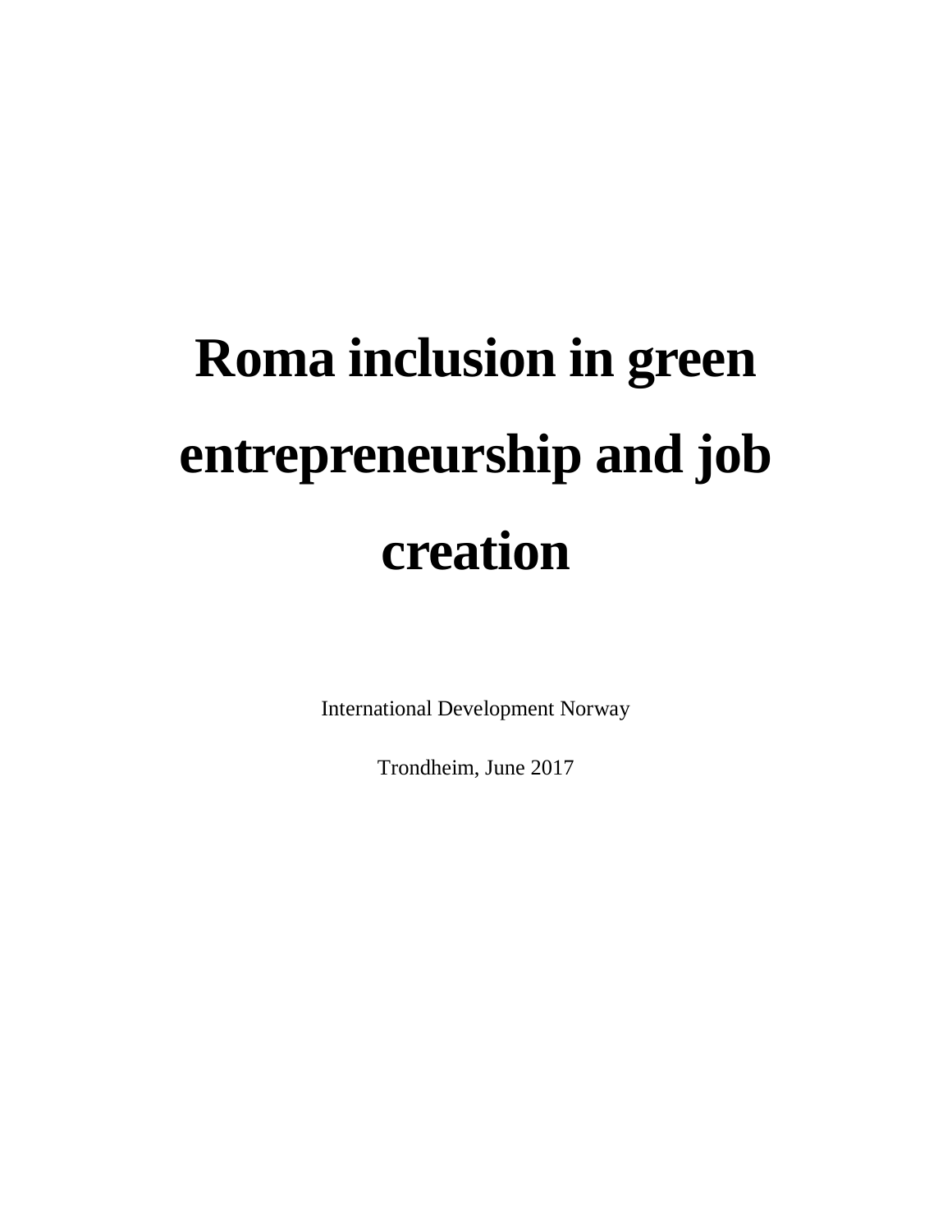# Roma inclusion in green entrepreneurship and job creation

International Development Norway

Trondheim, June 2017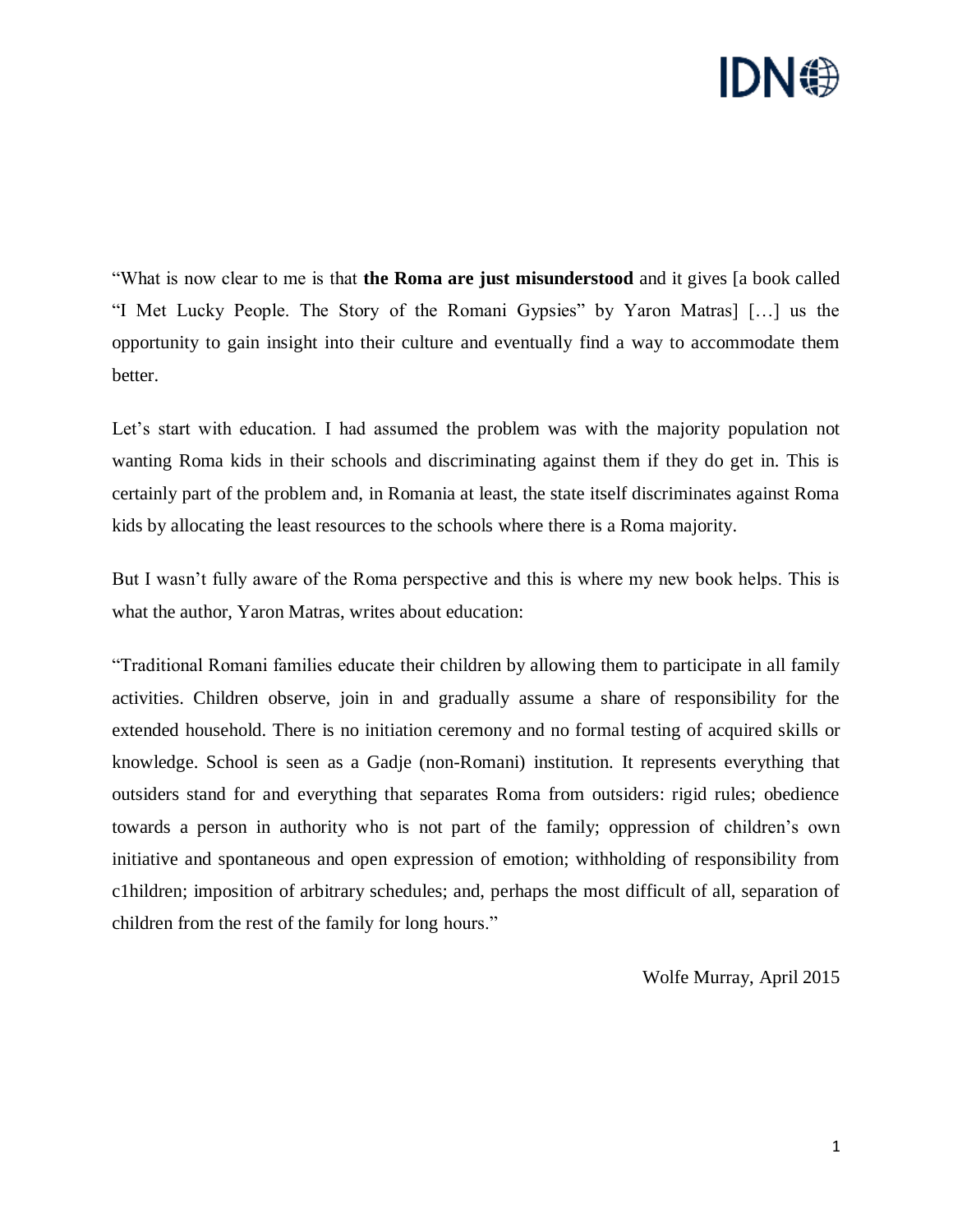"What is now clear to me is that **the Roma are just misunderstood** and it gives [a book called "I Met Lucky People. The Story of the Romani Gypsies" by Yaron Matras] […] us the opportunity to gain insight into their culture and eventually find a way to accommodate them better.

Let's start with education. I had assumed the problem was with the majority population not wanting Roma kids in their schools and discriminating against them if they do get in. This is certainly part of the problem and, in Romania at least, the state itself discriminates against Roma kids by allocating the least resources to the schools where there is a Roma majority.

But I wasn't fully aware of the Roma perspective and this is where my new book helps. This is what the author, Yaron Matras, writes about education:

"Traditional Romani families educate their children by allowing them to participate in all family activities. Children observe, join in and gradually assume a share of responsibility for the extended household. There is no initiation ceremony and no formal testing of acquired skills or knowledge. School is seen as a Gadje (non-Romani) institution. It represents everything that outsiders stand for and everything that separates Roma from outsiders: rigid rules; obedience towards a person in authority who is not part of the family; oppression of children's own initiative and spontaneous and open expression of emotion; withholding of responsibility from c1hildren; imposition of arbitrary schedules; and, perhaps the most difficult of all, separation of children from the rest of the family for long hours."

Wolfe Murray, April 2015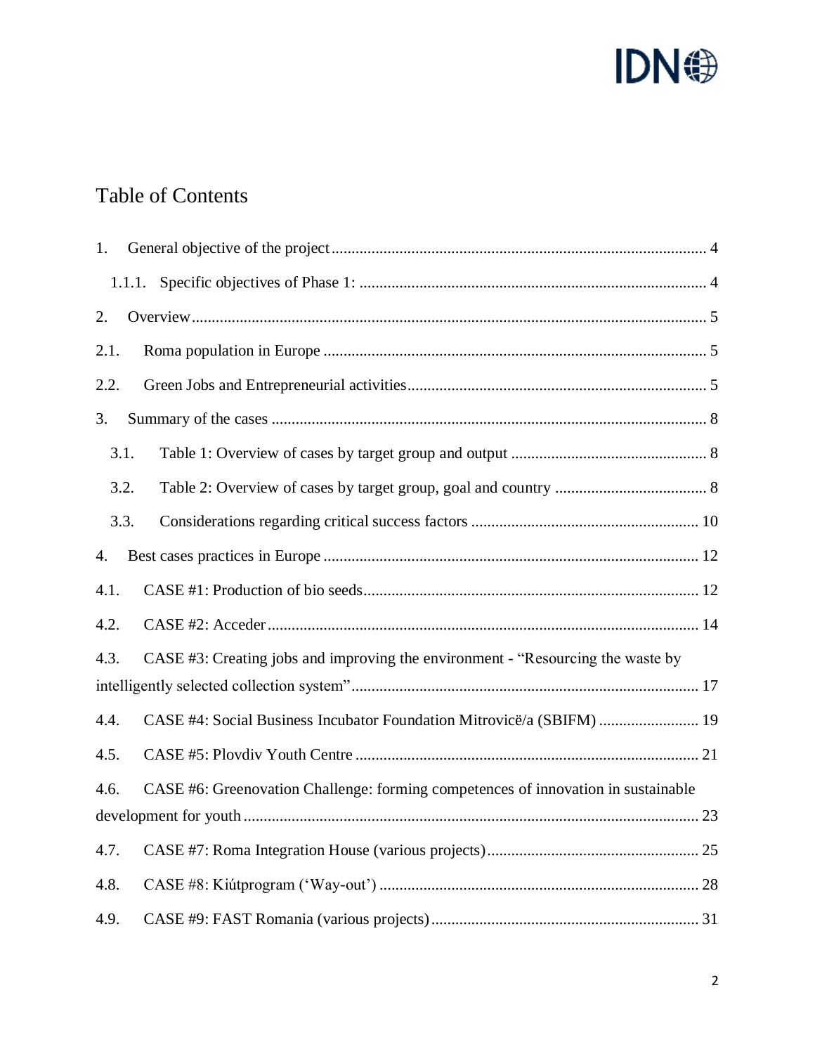# Table of Contents

1. General objective of the project ........................................................................................ 4
   1.1.1. Specific objectives of Phase 1: ...................................................................................... 4
2. Overview ................................................................................................................................ 5
2.1. Roma population in Europe ................................................................................................ 5
2.2. Green Jobs and Entrepreneurial activities .......................................................................... 5
3. Summary of the cases ............................................................................................................. 8
   3.1. Table 1: Overview of cases by target group and output ................................................. 8
   3.2. Table 2: Overview of cases by target group, goal and country ...................................... 8
   3.3. Considerations regarding critical success factors ......................................................... 10
4. Best cases practices in Europe ............................................................................................. 12
4.1. CASE #1: Production of bio seeds ................................................................................... 12
4.2. CASE #2: Acceder ............................................................................................................ 14
4.3. CASE #3: Creating jobs and improving the environment - "Resourcing the waste by intelligently selected collection system" ...................................................................................... 17
4.4. CASE #4: Social Business Incubator Foundation Mitrovicë/a (SBIFM) ......................... 19
4.5. CASE #5: Plovdiv Youth Centre ..................................................................................... 21
4.6. CASE #6: Greenovation Challenge: forming competences of innovation in sustainable development for youth ................................................................................................................ 23
4.7. CASE #7: Roma Integration House (various projects) .................................................... 25
4.8. CASE #8: Kiútprogram ('Way-out') ................................................................................ 28
4.9. CASE #9: FAST Romania (various projects) .................................................................. 31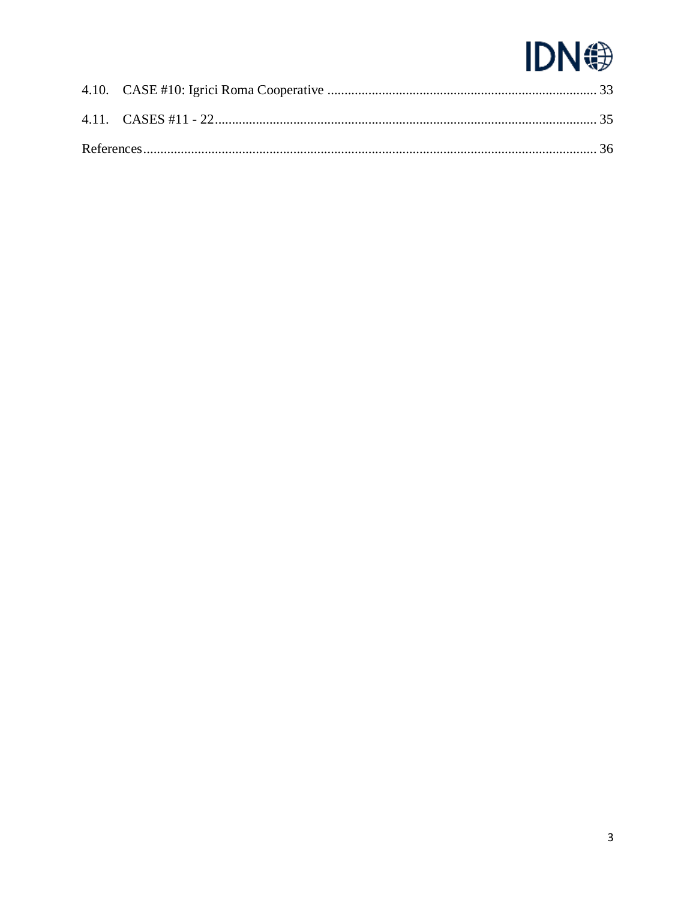4.10. CASE #10: Igrici Roma Cooperative ............................................................................... 33

4.11. CASES #11 - 22 ................................................................................................................ 35

References ..................................................................................................................................... 36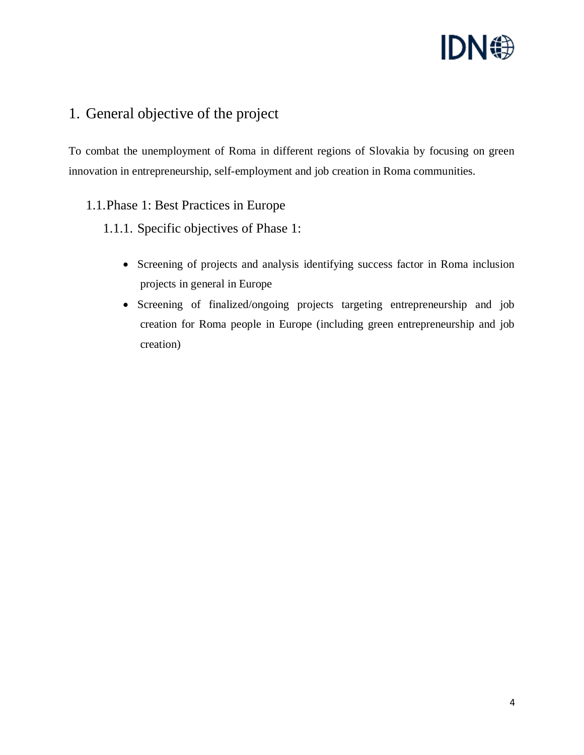# 1. General objective of the project

To combat the unemployment of Roma in different regions of Slovakia by focusing on green innovation in entrepreneurship, self-employment and job creation in Roma communities.

## 1.1. Phase 1: Best Practices in Europe

### 1.1.1. Specific objectives of Phase 1:

- Screening of projects and analysis identifying success factor in Roma inclusion projects in general in Europe
- Screening of finalized/ongoing projects targeting entrepreneurship and job creation for Roma people in Europe (including green entrepreneurship and job creation)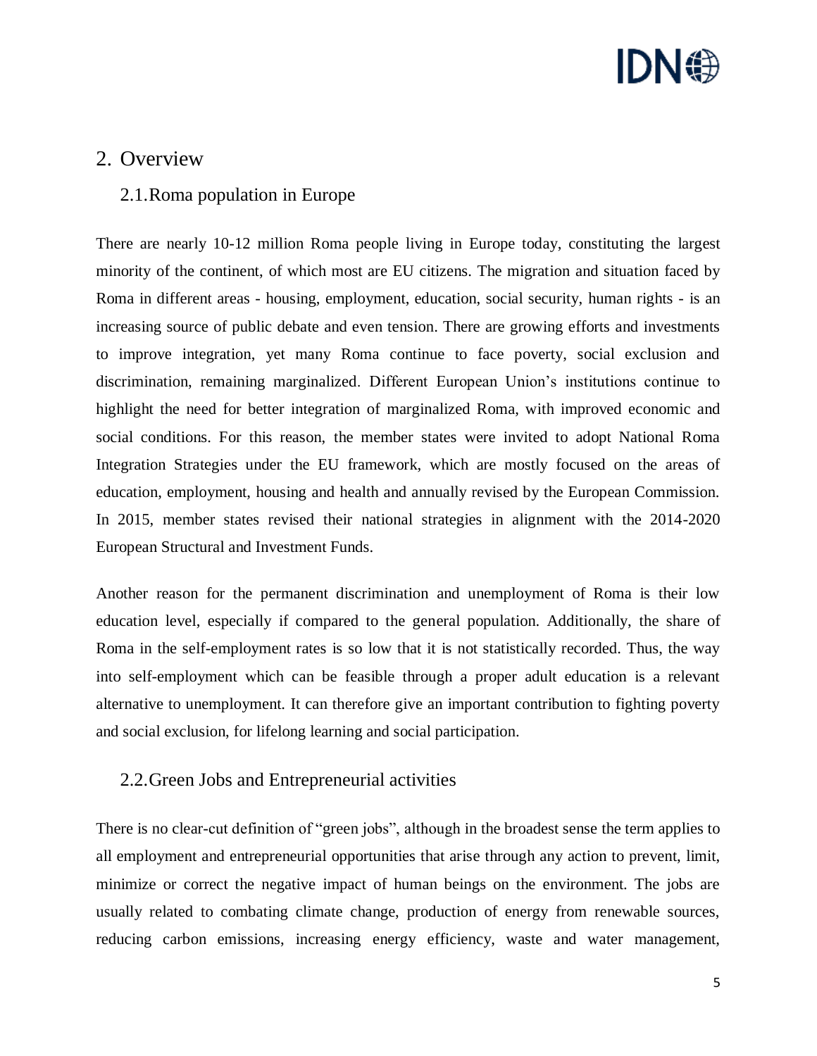## 2. Overview

### 2.1. Roma population in Europe

There are nearly 10-12 million Roma people living in Europe today, constituting the largest minority of the continent, of which most are EU citizens. The migration and situation faced by Roma in different areas - housing, employment, education, social security, human rights - is an increasing source of public debate and even tension. There are growing efforts and investments to improve integration, yet many Roma continue to face poverty, social exclusion and discrimination, remaining marginalized. Different European Union's institutions continue to highlight the need for better integration of marginalized Roma, with improved economic and social conditions. For this reason, the member states were invited to adopt National Roma Integration Strategies under the EU framework, which are mostly focused on the areas of education, employment, housing and health and annually revised by the European Commission. In 2015, member states revised their national strategies in alignment with the 2014-2020 European Structural and Investment Funds.

Another reason for the permanent discrimination and unemployment of Roma is their low education level, especially if compared to the general population. Additionally, the share of Roma in the self-employment rates is so low that it is not statistically recorded. Thus, the way into self-employment which can be feasible through a proper adult education is a relevant alternative to unemployment. It can therefore give an important contribution to fighting poverty and social exclusion, for lifelong learning and social participation.

### 2.2. Green Jobs and Entrepreneurial activities

There is no clear-cut definition of "green jobs", although in the broadest sense the term applies to all employment and entrepreneurial opportunities that arise through any action to prevent, limit, minimize or correct the negative impact of human beings on the environment. The jobs are usually related to combating climate change, production of energy from renewable sources, reducing carbon emissions, increasing energy efficiency, waste and water management,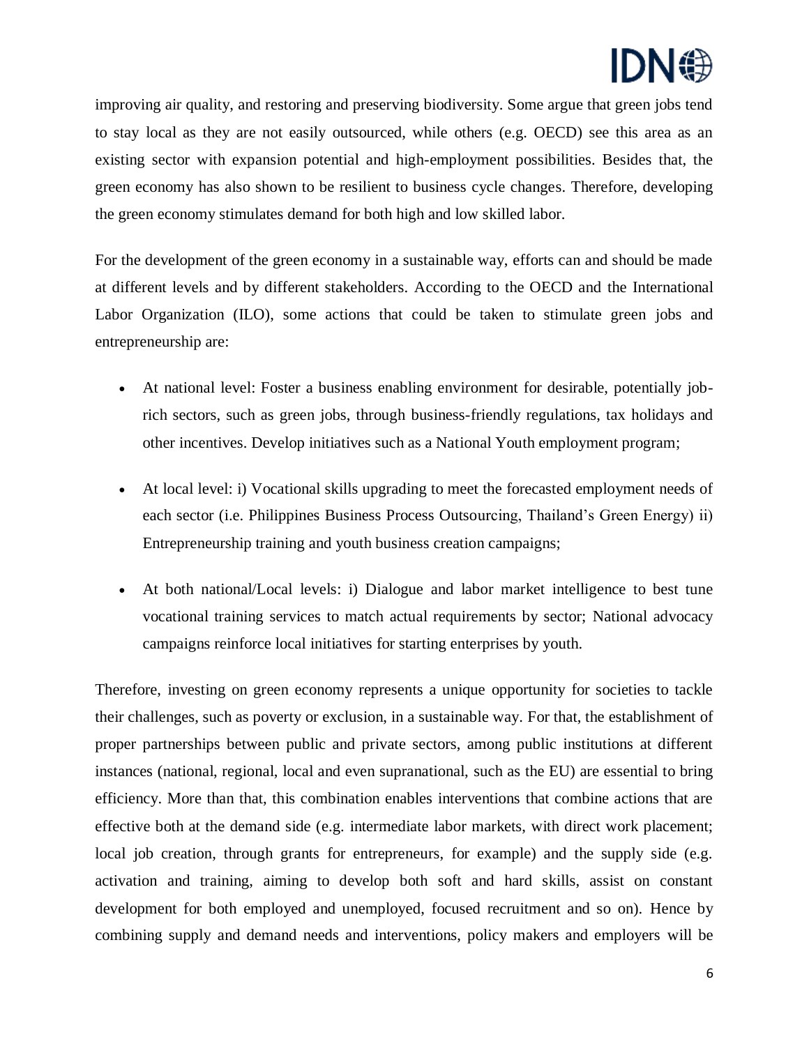improving air quality, and restoring and preserving biodiversity. Some argue that green jobs tend to stay local as they are not easily outsourced, while others (e.g. OECD) see this area as an existing sector with expansion potential and high-employment possibilities. Besides that, the green economy has also shown to be resilient to business cycle changes. Therefore, developing the green economy stimulates demand for both high and low skilled labor.

For the development of the green economy in a sustainable way, efforts can and should be made at different levels and by different stakeholders. According to the OECD and the International Labor Organization (ILO), some actions that could be taken to stimulate green jobs and entrepreneurship are:

- At national level: Foster a business enabling environment for desirable, potentially job-rich sectors, such as green jobs, through business-friendly regulations, tax holidays and other incentives. Develop initiatives such as a National Youth employment program;
- At local level: i) Vocational skills upgrading to meet the forecasted employment needs of each sector (i.e. Philippines Business Process Outsourcing, Thailand's Green Energy) ii) Entrepreneurship training and youth business creation campaigns;
- At both national/Local levels: i) Dialogue and labor market intelligence to best tune vocational training services to match actual requirements by sector; National advocacy campaigns reinforce local initiatives for starting enterprises by youth.

Therefore, investing on green economy represents a unique opportunity for societies to tackle their challenges, such as poverty or exclusion, in a sustainable way. For that, the establishment of proper partnerships between public and private sectors, among public institutions at different instances (national, regional, local and even supranational, such as the EU) are essential to bring efficiency. More than that, this combination enables interventions that combine actions that are effective both at the demand side (e.g. intermediate labor markets, with direct work placement; local job creation, through grants for entrepreneurs, for example) and the supply side (e.g. activation and training, aiming to develop both soft and hard skills, assist on constant development for both employed and unemployed, focused recruitment and so on). Hence by combining supply and demand needs and interventions, policy makers and employers will be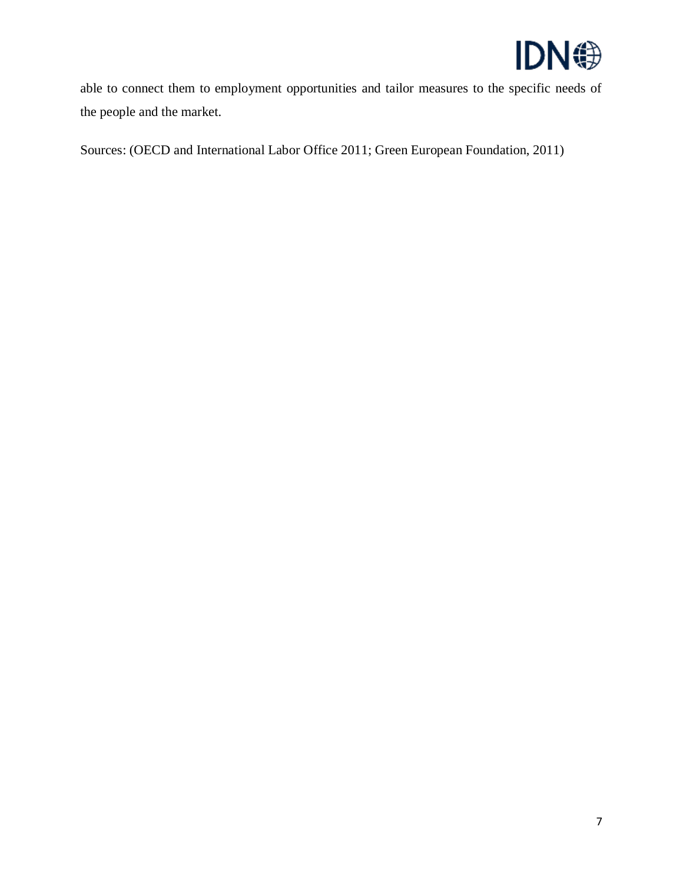able to connect them to employment opportunities and tailor measures to the specific needs of the people and the market.

Sources: (OECD and International Labor Office 2011; Green European Foundation, 2011)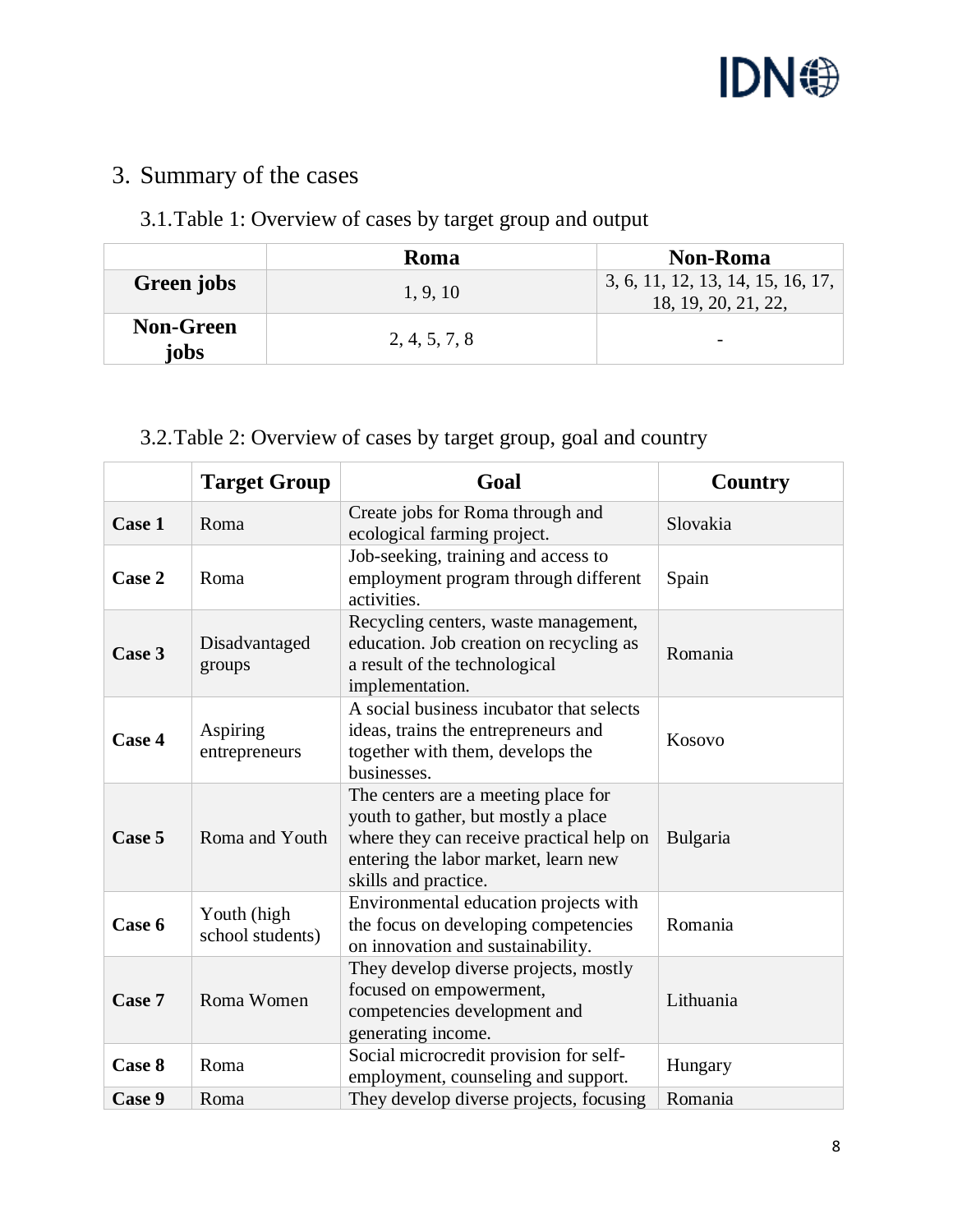# 3. Summary of the cases

## 3.1. Table 1: Overview of cases by target group and output

| | Roma | Non-Roma |
|---|---|---|
| **Green jobs** | 1, 9, 10 | 3, 6, 11, 12, 13, 14, 15, 16, 17, 18, 19, 20, 21, 22, |
| **Non-Green jobs** | 2, 4, 5, 7, 8 | - |

## 3.2. Table 2: Overview of cases by target group, goal and country

| | Target Group | Goal | Country |
|---|---|---|---|
| **Case 1** | Roma | Create jobs for Roma through and ecological farming project. | Slovakia |
| **Case 2** | Roma | Job-seeking, training and access to employment program through different activities. | Spain |
| **Case 3** | Disadvantaged groups | Recycling centers, waste management, education. Job creation on recycling as a result of the technological implementation. | Romania |
| **Case 4** | Aspiring entrepreneurs | A social business incubator that selects ideas, trains the entrepreneurs and together with them, develops the businesses. | Kosovo |
| **Case 5** | Roma and Youth | The centers are a meeting place for youth to gather, but mostly a place where they can receive practical help on entering the labor market, learn new skills and practice. | Bulgaria |
| **Case 6** | Youth (high school students) | Environmental education projects with the focus on developing competencies on innovation and sustainability. | Romania |
| **Case 7** | Roma Women | They develop diverse projects, mostly focused on empowerment, competencies development and generating income. | Lithuania |
| **Case 8** | Roma | Social microcredit provision for self-employment, counseling and support. | Hungary |
| **Case 9** | Roma | They develop diverse projects, focusing | Romania |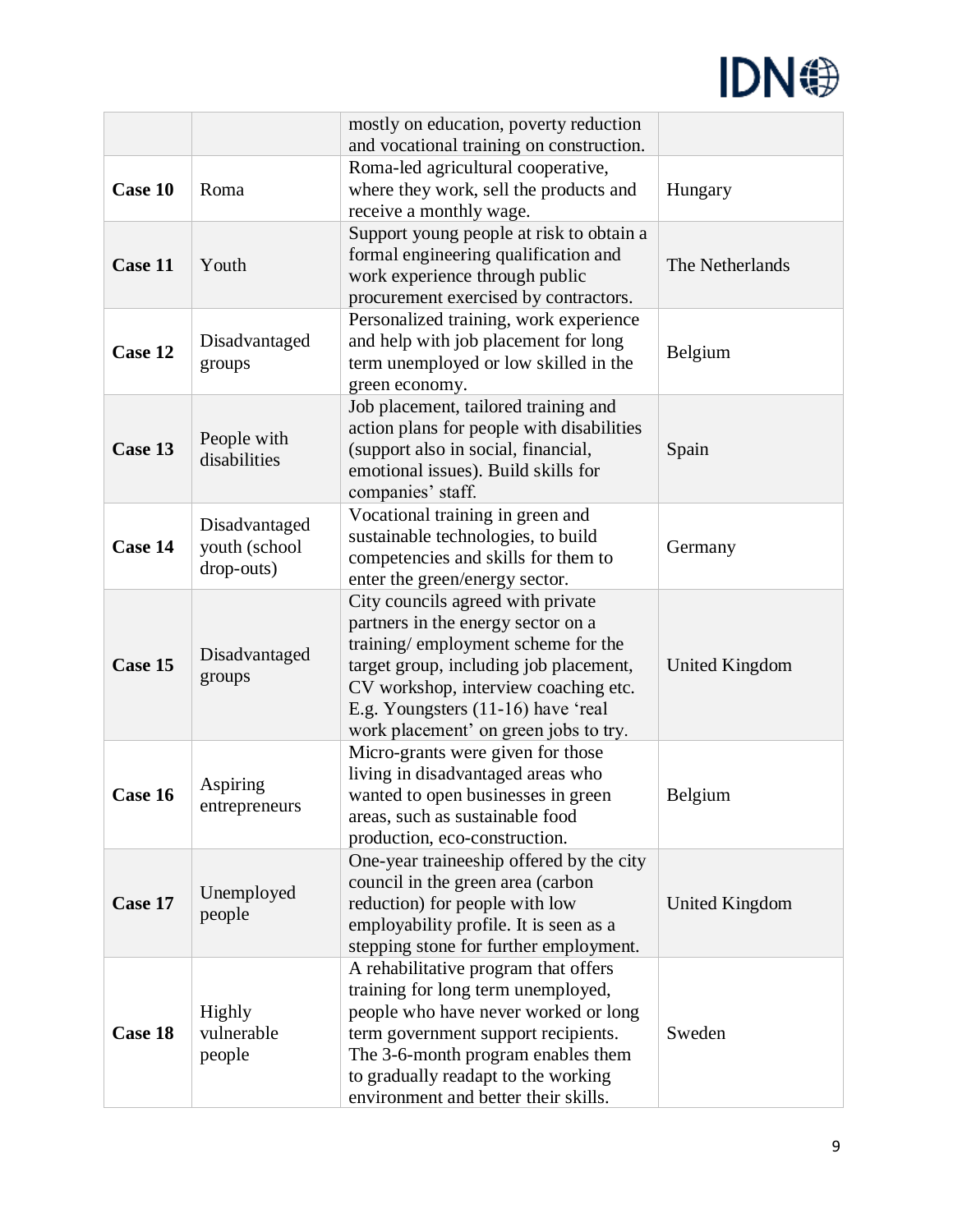| | | | |
|---|---|---|---|
| | | mostly on education, poverty reduction and vocational training on construction. | |
| **Case 10** | Roma | Roma-led agricultural cooperative, where they work, sell the products and receive a monthly wage. | Hungary |
| **Case 11** | Youth | Support young people at risk to obtain a formal engineering qualification and work experience through public procurement exercised by contractors. | The Netherlands |
| **Case 12** | Disadvantaged groups | Personalized training, work experience and help with job placement for long term unemployed or low skilled in the green economy. | Belgium |
| **Case 13** | People with disabilities | Job placement, tailored training and action plans for people with disabilities (support also in social, financial, emotional issues). Build skills for companies' staff. | Spain |
| **Case 14** | Disadvantaged youth (school drop-outs) | Vocational training in green and sustainable technologies, to build competencies and skills for them to enter the green/energy sector. | Germany |
| **Case 15** | Disadvantaged groups | City councils agreed with private partners in the energy sector on a training/ employment scheme for the target group, including job placement, CV workshop, interview coaching etc. E.g. Youngsters (11-16) have 'real work placement' on green jobs to try. | United Kingdom |
| **Case 16** | Aspiring entrepreneurs | Micro-grants were given for those living in disadvantaged areas who wanted to open businesses in green areas, such as sustainable food production, eco-construction. | Belgium |
| **Case 17** | Unemployed people | One-year traineeship offered by the city council in the green area (carbon reduction) for people with low employability profile. It is seen as a stepping stone for further employment. | United Kingdom |
| **Case 18** | Highly vulnerable people | A rehabilitative program that offers training for long term unemployed, people who have never worked or long term government support recipients. The 3-6-month program enables them to gradually readapt to the working environment and better their skills. | Sweden |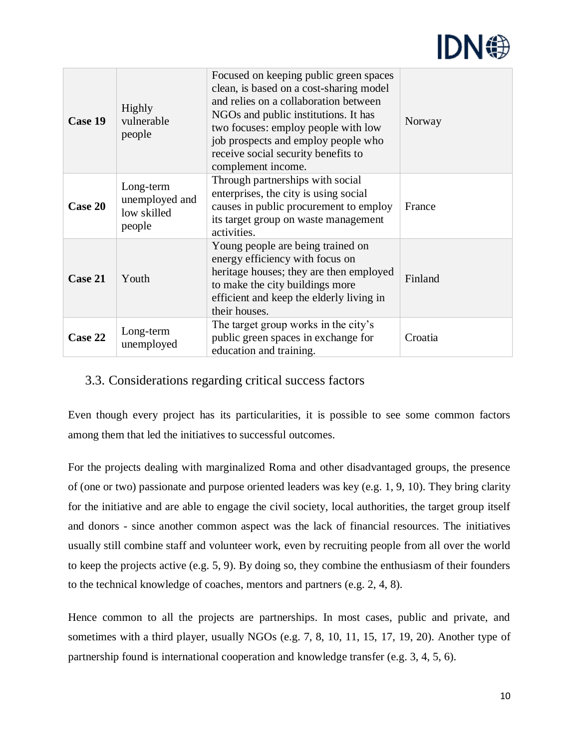| | | | |
|---|---|---|---|
| **Case 19** | Highly vulnerable people | Focused on keeping public green spaces clean, is based on a cost-sharing model and relies on a collaboration between NGOs and public institutions. It has two focuses: employ people with low job prospects and employ people who receive social security benefits to complement income. | Norway |
| **Case 20** | Long-term unemployed and low skilled people | Through partnerships with social enterprises, the city is using social causes in public procurement to employ its target group on waste management activities. | France |
| **Case 21** | Youth | Young people are being trained on energy efficiency with focus on heritage houses; they are then employed to make the city buildings more efficient and keep the elderly living in their houses. | Finland |
| **Case 22** | Long-term unemployed | The target group works in the city's public green spaces in exchange for education and training. | Croatia |

## 3.3. Considerations regarding critical success factors

Even though every project has its particularities, it is possible to see some common factors among them that led the initiatives to successful outcomes.

For the projects dealing with marginalized Roma and other disadvantaged groups, the presence of (one or two) passionate and purpose oriented leaders was key (e.g. 1, 9, 10). They bring clarity for the initiative and are able to engage the civil society, local authorities, the target group itself and donors - since another common aspect was the lack of financial resources. The initiatives usually still combine staff and volunteer work, even by recruiting people from all over the world to keep the projects active (e.g. 5, 9). By doing so, they combine the enthusiasm of their founders to the technical knowledge of coaches, mentors and partners (e.g. 2, 4, 8).

Hence common to all the projects are partnerships. In most cases, public and private, and sometimes with a third player, usually NGOs (e.g. 7, 8, 10, 11, 15, 17, 19, 20). Another type of partnership found is international cooperation and knowledge transfer (e.g. 3, 4, 5, 6).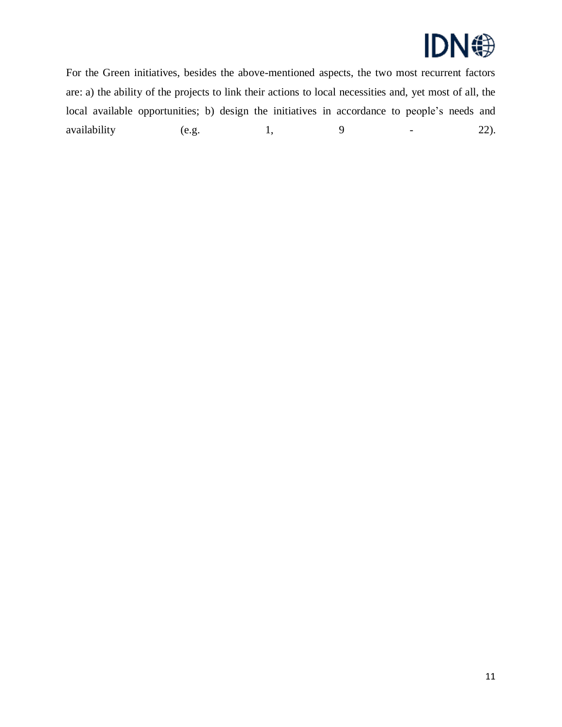For the Green initiatives, besides the above-mentioned aspects, the two most recurrent factors are: a) the ability of the projects to link their actions to local necessities and, yet most of all, the local available opportunities; b) design the initiatives in accordance to people's needs and availability (e.g. 1, 9 - 22).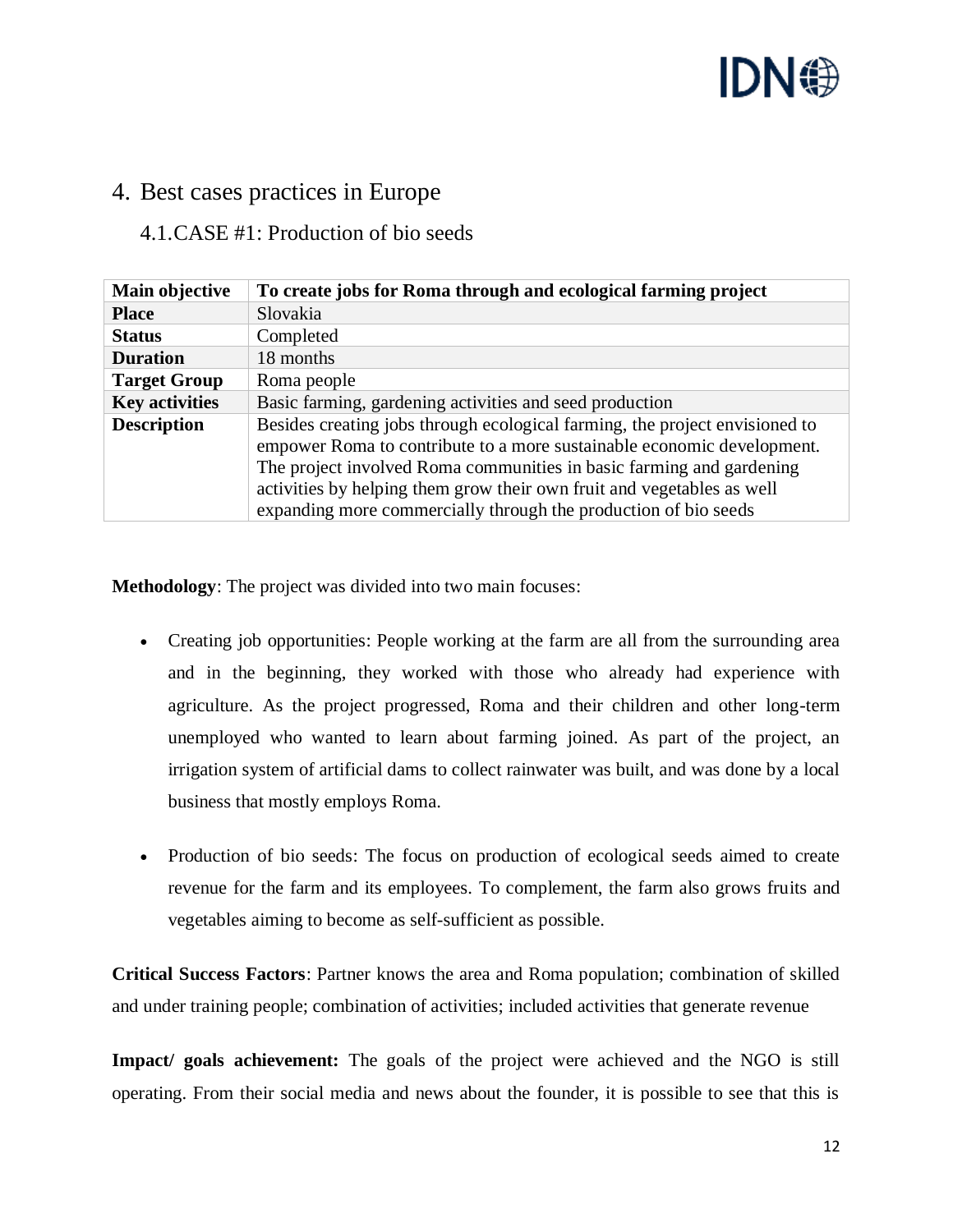# 4. Best cases practices in Europe

## 4.1. CASE #1: Production of bio seeds

| Main objective | To create jobs for Roma through and ecological farming project |
|---|---|
| Place | Slovakia |
| Status | Completed |
| Duration | 18 months |
| Target Group | Roma people |
| Key activities | Basic farming, gardening activities and seed production |
| Description | Besides creating jobs through ecological farming, the project envisioned to empower Roma to contribute to a more sustainable economic development. The project involved Roma communities in basic farming and gardening activities by helping them grow their own fruit and vegetables as well expanding more commercially through the production of bio seeds |

**Methodology**: The project was divided into two main focuses:

- Creating job opportunities: People working at the farm are all from the surrounding area and in the beginning, they worked with those who already had experience with agriculture. As the project progressed, Roma and their children and other long-term unemployed who wanted to learn about farming joined. As part of the project, an irrigation system of artificial dams to collect rainwater was built, and was done by a local business that mostly employs Roma.

- Production of bio seeds: The focus on production of ecological seeds aimed to create revenue for the farm and its employees. To complement, the farm also grows fruits and vegetables aiming to become as self-sufficient as possible.

**Critical Success Factors**: Partner knows the area and Roma population; combination of skilled and under training people; combination of activities; included activities that generate revenue

**Impact/ goals achievement:** The goals of the project were achieved and the NGO is still operating. From their social media and news about the founder, it is possible to see that this is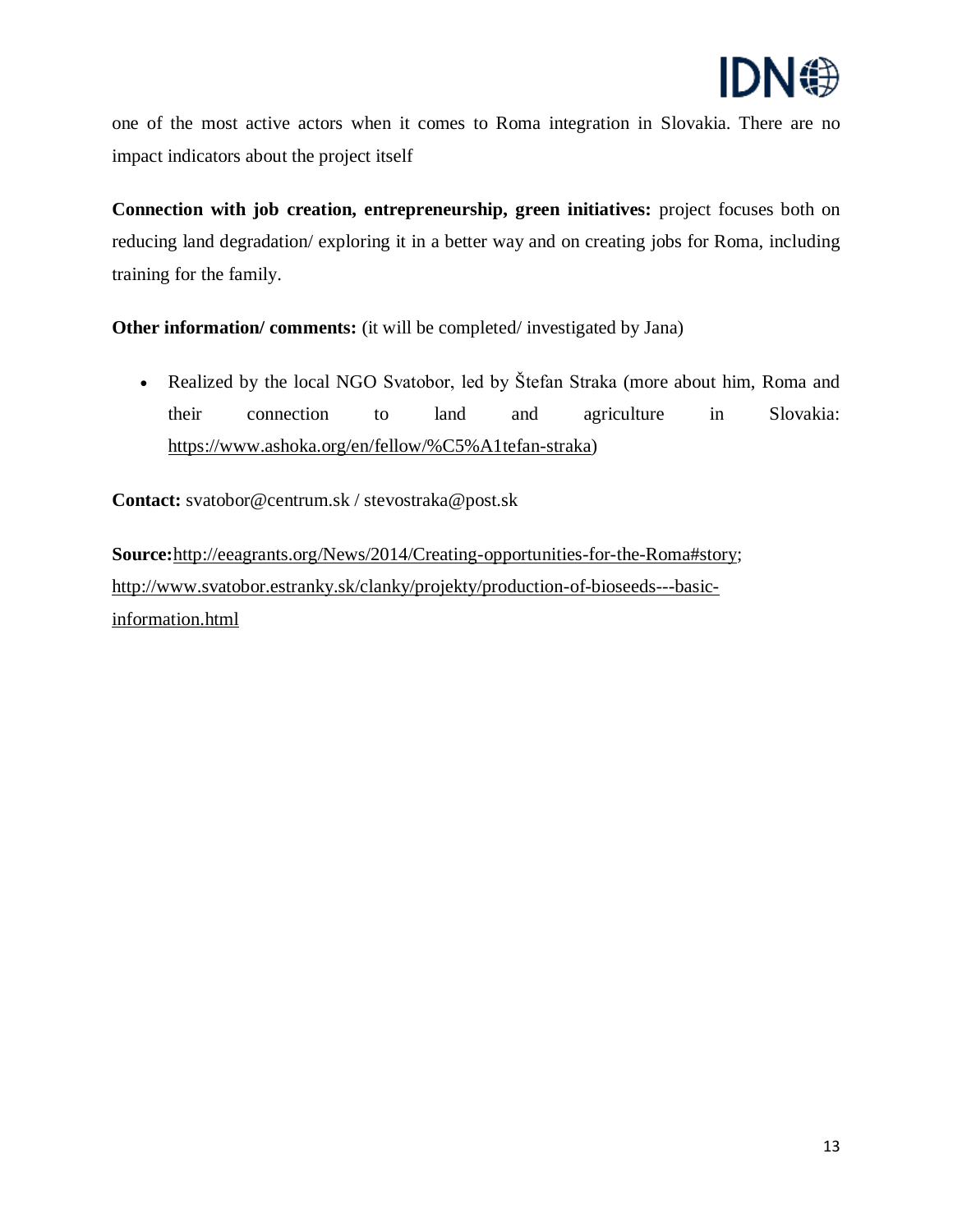one of the most active actors when it comes to Roma integration in Slovakia. There are no impact indicators about the project itself

**Connection with job creation, entrepreneurship, green initiatives:** project focuses both on reducing land degradation/ exploring it in a better way and on creating jobs for Roma, including training for the family.

**Other information/ comments:** (it will be completed/ investigated by Jana)

- Realized by the local NGO Svatobor, led by Štefan Straka (more about him, Roma and their connection to land and agriculture in Slovakia: https://www.ashoka.org/en/fellow/%C5%A1tefan-straka)

**Contact:** svatobor@centrum.sk / stevostraka@post.sk

**Source:** http://eeagrants.org/News/2014/Creating-opportunities-for-the-Roma#story; http://www.svatobor.estranky.sk/clanky/projekty/production-of-bioseeds---basic-information.html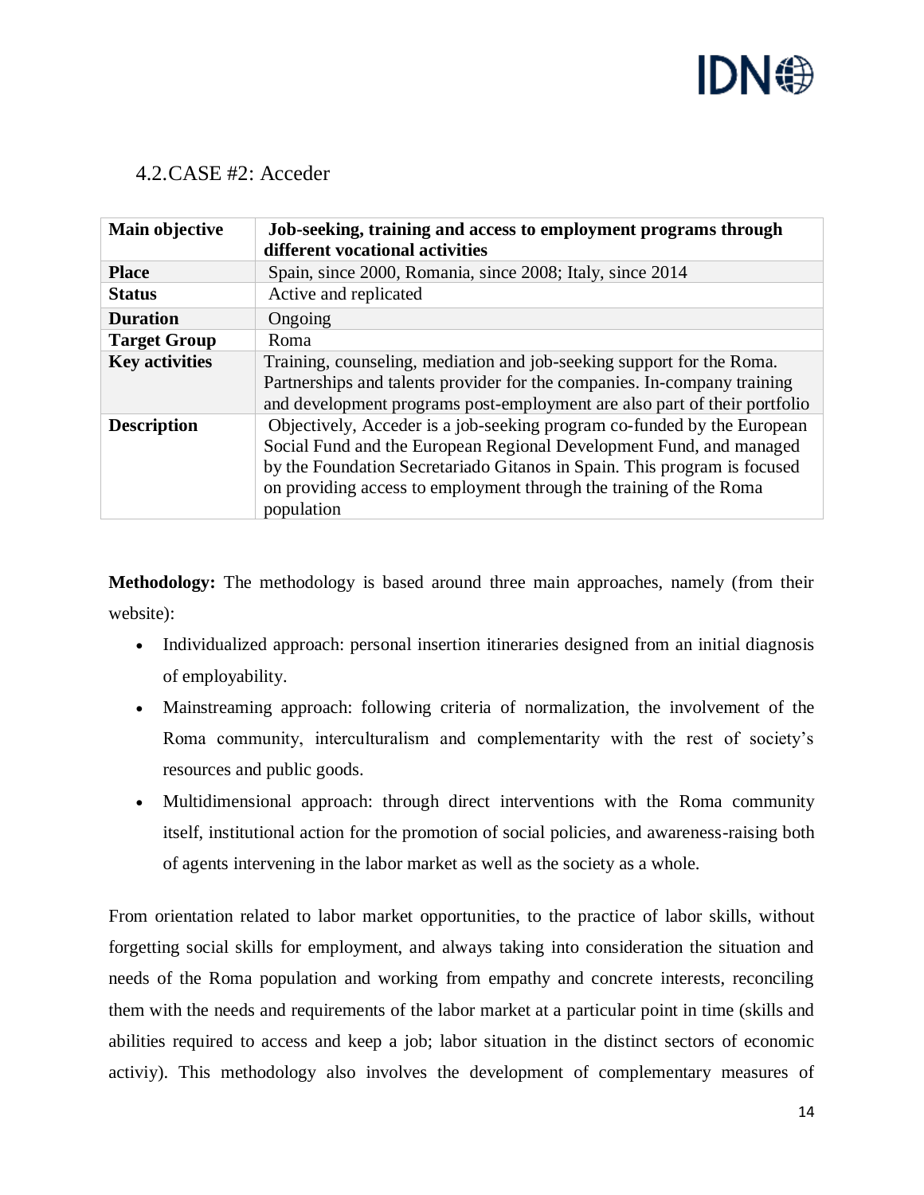## 4.2. CASE #2: Acceder

| **Main objective** | **Job-seeking, training and access to employment programs through different vocational activities** |
|---|---|
| **Place** | Spain, since 2000, Romania, since 2008; Italy, since 2014 |
| **Status** | Active and replicated |
| **Duration** | Ongoing |
| **Target Group** | Roma |
| **Key activities** | Training, counseling, mediation and job-seeking support for the Roma. Partnerships and talents provider for the companies. In-company training and development programs post-employment are also part of their portfolio |
| **Description** | Objectively, Acceder is a job-seeking program co-funded by the European Social Fund and the European Regional Development Fund, and managed by the Foundation Secretariado Gitanos in Spain. This program is focused on providing access to employment through the training of the Roma population |

**Methodology:** The methodology is based around three main approaches, namely (from their website):

- Individualized approach: personal insertion itineraries designed from an initial diagnosis of employability.
- Mainstreaming approach: following criteria of normalization, the involvement of the Roma community, interculturalism and complementarity with the rest of society's resources and public goods.
- Multidimensional approach: through direct interventions with the Roma community itself, institutional action for the promotion of social policies, and awareness-raising both of agents intervening in the labor market as well as the society as a whole.

From orientation related to labor market opportunities, to the practice of labor skills, without forgetting social skills for employment, and always taking into consideration the situation and needs of the Roma population and working from empathy and concrete interests, reconciling them with the needs and requirements of the labor market at a particular point in time (skills and abilities required to access and keep a job; labor situation in the distinct sectors of economic activiy). This methodology also involves the development of complementary measures of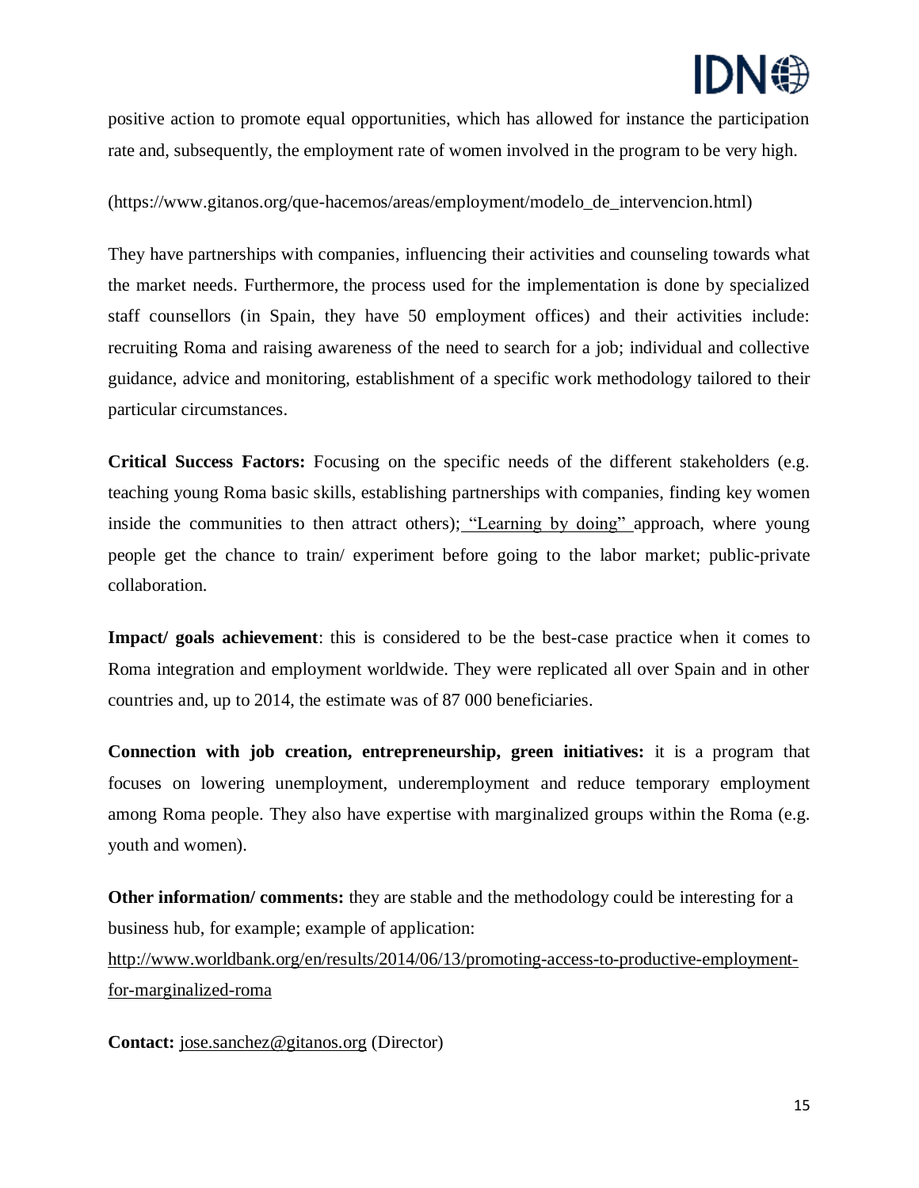positive action to promote equal opportunities, which has allowed for instance the participation rate and, subsequently, the employment rate of women involved in the program to be very high.

(https://www.gitanos.org/que-hacemos/areas/employment/modelo_de_intervencion.html)

They have partnerships with companies, influencing their activities and counseling towards what the market needs. Furthermore, the process used for the implementation is done by specialized staff counsellors (in Spain, they have 50 employment offices) and their activities include: recruiting Roma and raising awareness of the need to search for a job; individual and collective guidance, advice and monitoring, establishment of a specific work methodology tailored to their particular circumstances.

**Critical Success Factors:** Focusing on the specific needs of the different stakeholders (e.g. teaching young Roma basic skills, establishing partnerships with companies, finding key women inside the communities to then attract others); "Learning by doing" approach, where young people get the chance to train/ experiment before going to the labor market; public-private collaboration.

**Impact/ goals achievement**: this is considered to be the best-case practice when it comes to Roma integration and employment worldwide. They were replicated all over Spain and in other countries and, up to 2014, the estimate was of 87 000 beneficiaries.

**Connection with job creation, entrepreneurship, green initiatives:** it is a program that focuses on lowering unemployment, underemployment and reduce temporary employment among Roma people. They also have expertise with marginalized groups within the Roma (e.g. youth and women).

**Other information/ comments:** they are stable and the methodology could be interesting for a business hub, for example; example of application: http://www.worldbank.org/en/results/2014/06/13/promoting-access-to-productive-employment-for-marginalized-roma

**Contact:** jose.sanchez@gitanos.org (Director)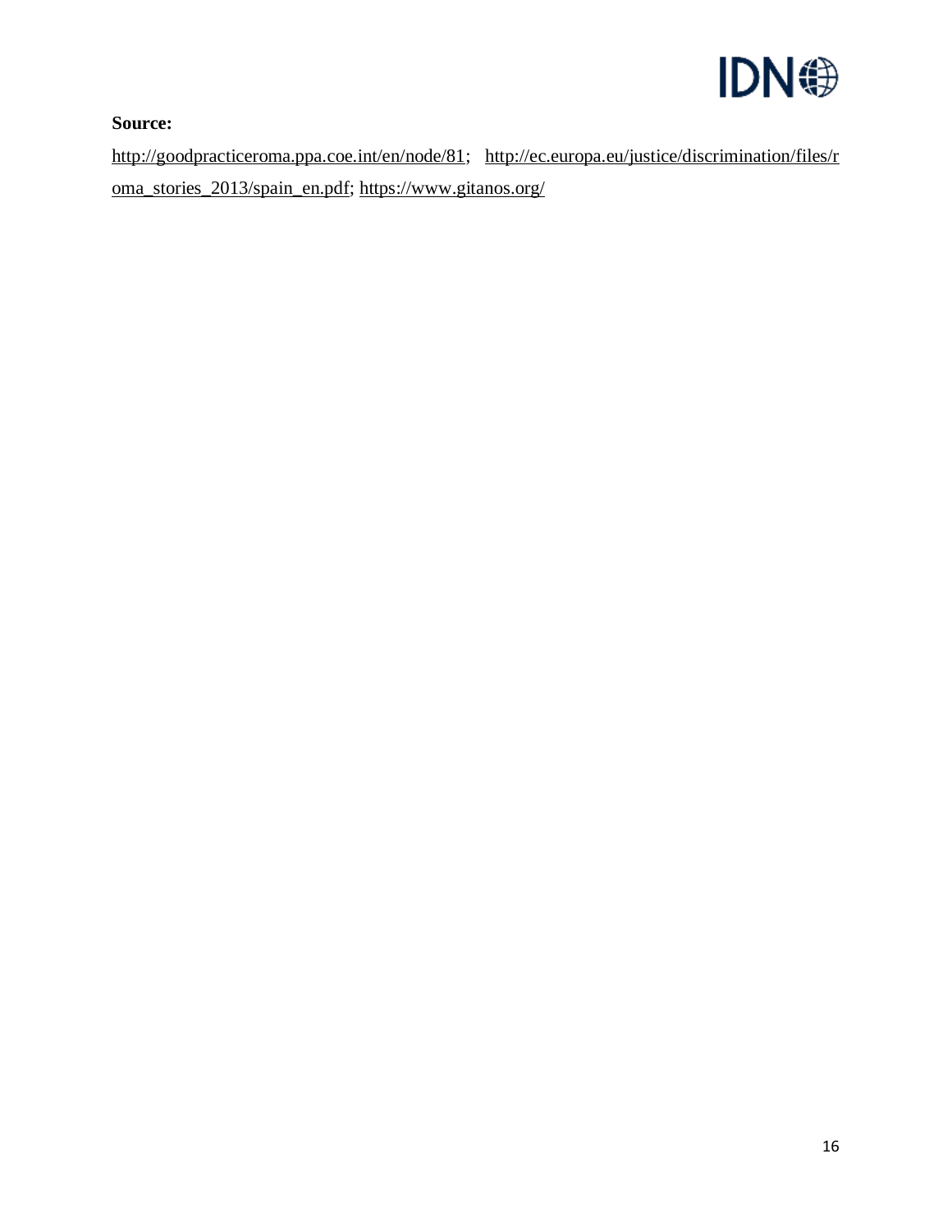**Source:**

http://goodpracticeroma.ppa.coe.int/en/node/81; http://ec.europa.eu/justice/discrimination/files/roma_stories_2013/spain_en.pdf; https://www.gitanos.org/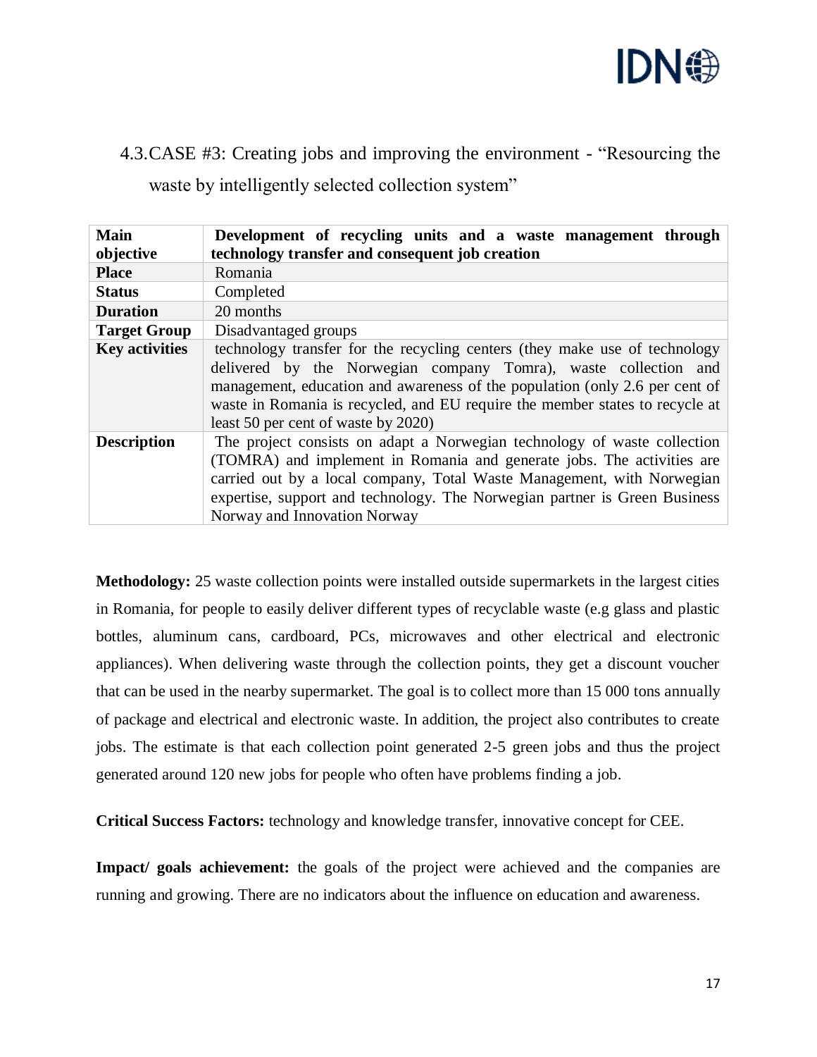## 4.3. CASE #3: Creating jobs and improving the environment - "Resourcing the waste by intelligently selected collection system"

| **Main objective** | **Development of recycling units and a waste management through technology transfer and consequent job creation** |
|---|---|
| **Place** | Romania |
| **Status** | Completed |
| **Duration** | 20 months |
| **Target Group** | Disadvantaged groups |
| **Key activities** | technology transfer for the recycling centers (they make use of technology delivered by the Norwegian company Tomra), waste collection and management, education and awareness of the population (only 2.6 per cent of waste in Romania is recycled, and EU require the member states to recycle at least 50 per cent of waste by 2020) |
| **Description** | The project consists on adapt a Norwegian technology of waste collection (TOMRA) and implement in Romania and generate jobs. The activities are carried out by a local company, Total Waste Management, with Norwegian expertise, support and technology. The Norwegian partner is Green Business Norway and Innovation Norway |

**Methodology:** 25 waste collection points were installed outside supermarkets in the largest cities in Romania, for people to easily deliver different types of recyclable waste (e.g glass and plastic bottles, aluminum cans, cardboard, PCs, microwaves and other electrical and electronic appliances). When delivering waste through the collection points, they get a discount voucher that can be used in the nearby supermarket. The goal is to collect more than 15 000 tons annually of package and electrical and electronic waste. In addition, the project also contributes to create jobs. The estimate is that each collection point generated 2-5 green jobs and thus the project generated around 120 new jobs for people who often have problems finding a job.

**Critical Success Factors:** technology and knowledge transfer, innovative concept for CEE.

**Impact/ goals achievement:** the goals of the project were achieved and the companies are running and growing. There are no indicators about the influence on education and awareness.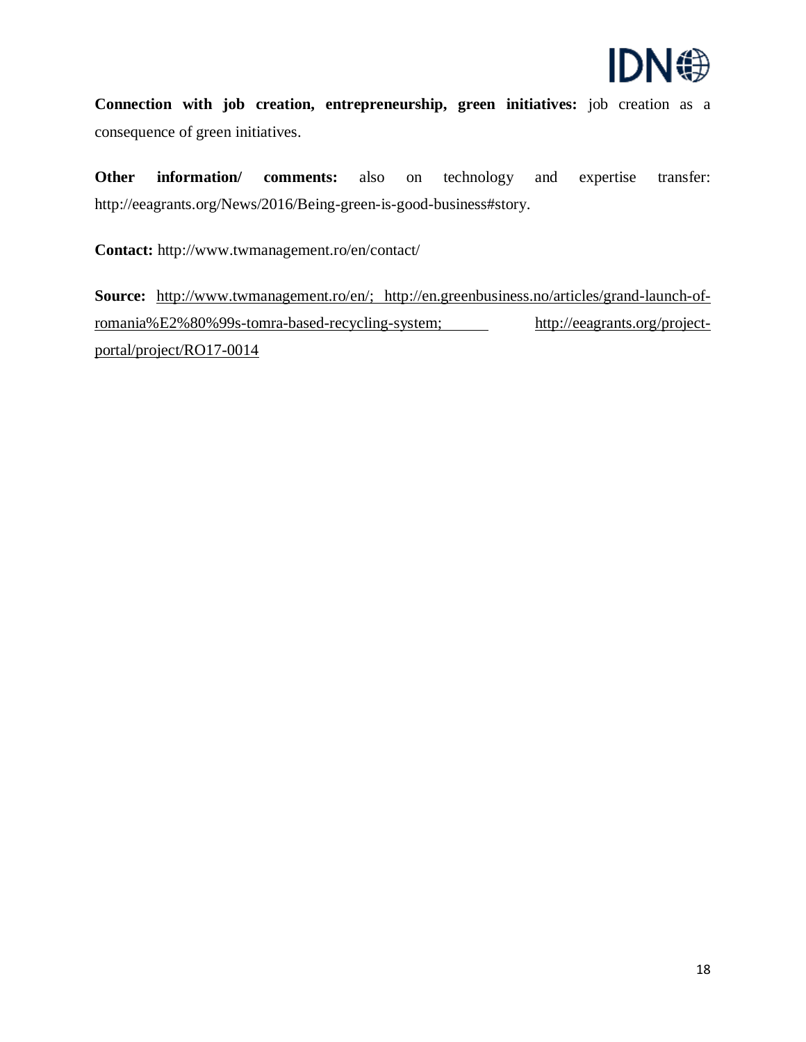**Connection with job creation, entrepreneurship, green initiatives:** job creation as a consequence of green initiatives.

**Other information/ comments:** also on technology and expertise transfer: http://eeagrants.org/News/2016/Being-green-is-good-business#story.

**Contact:** http://www.twmanagement.ro/en/contact/

**Source:** http://www.twmanagement.ro/en/; http://en.greenbusiness.no/articles/grand-launch-of-romania%E2%80%99s-tomra-based-recycling-system; http://eeagrants.org/project-portal/project/RO17-0014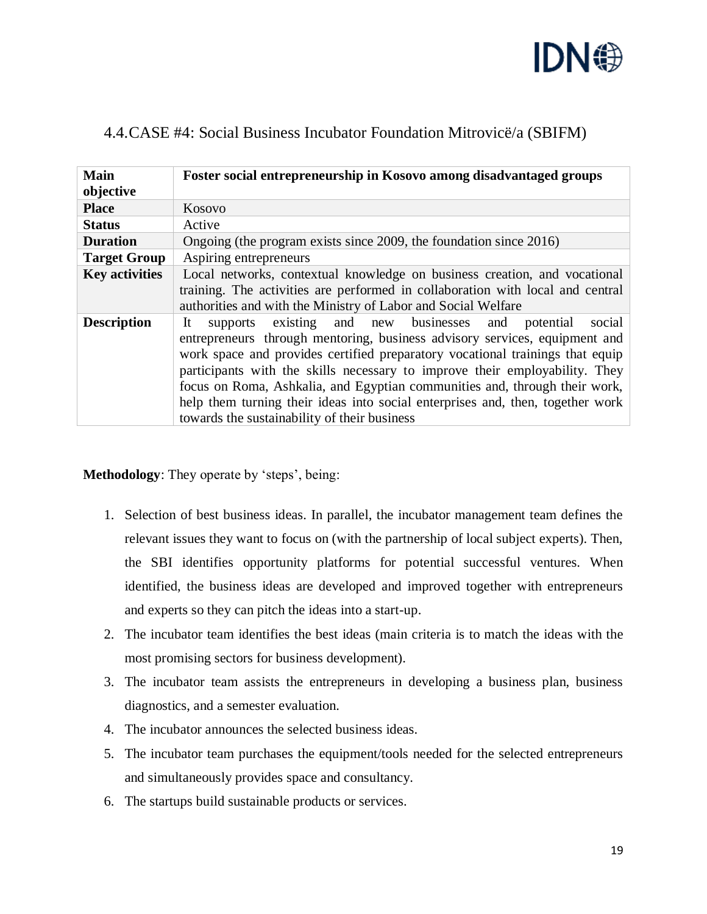## 4.4.CASE #4: Social Business Incubator Foundation Mitrovicë/a (SBIFM)

| **Main objective** | **Foster social entrepreneurship in Kosovo among disadvantaged groups** |
|---|---|
| **Place** | Kosovo |
| **Status** | Active |
| **Duration** | Ongoing (the program exists since 2009, the foundation since 2016) |
| **Target Group** | Aspiring entrepreneurs |
| **Key activities** | Local networks, contextual knowledge on business creation, and vocational training. The activities are performed in collaboration with local and central authorities and with the Ministry of Labor and Social Welfare |
| **Description** | It supports existing and new businesses and potential social entrepreneurs through mentoring, business advisory services, equipment and work space and provides certified preparatory vocational trainings that equip participants with the skills necessary to improve their employability. They focus on Roma, Ashkalia, and Egyptian communities and, through their work, help them turning their ideas into social enterprises and, then, together work towards the sustainability of their business |

**Methodology**: They operate by 'steps', being:

1. Selection of best business ideas. In parallel, the incubator management team defines the relevant issues they want to focus on (with the partnership of local subject experts). Then, the SBI identifies opportunity platforms for potential successful ventures. When identified, the business ideas are developed and improved together with entrepreneurs and experts so they can pitch the ideas into a start-up.
2. The incubator team identifies the best ideas (main criteria is to match the ideas with the most promising sectors for business development).
3. The incubator team assists the entrepreneurs in developing a business plan, business diagnostics, and a semester evaluation.
4. The incubator announces the selected business ideas.
5. The incubator team purchases the equipment/tools needed for the selected entrepreneurs and simultaneously provides space and consultancy.
6. The startups build sustainable products or services.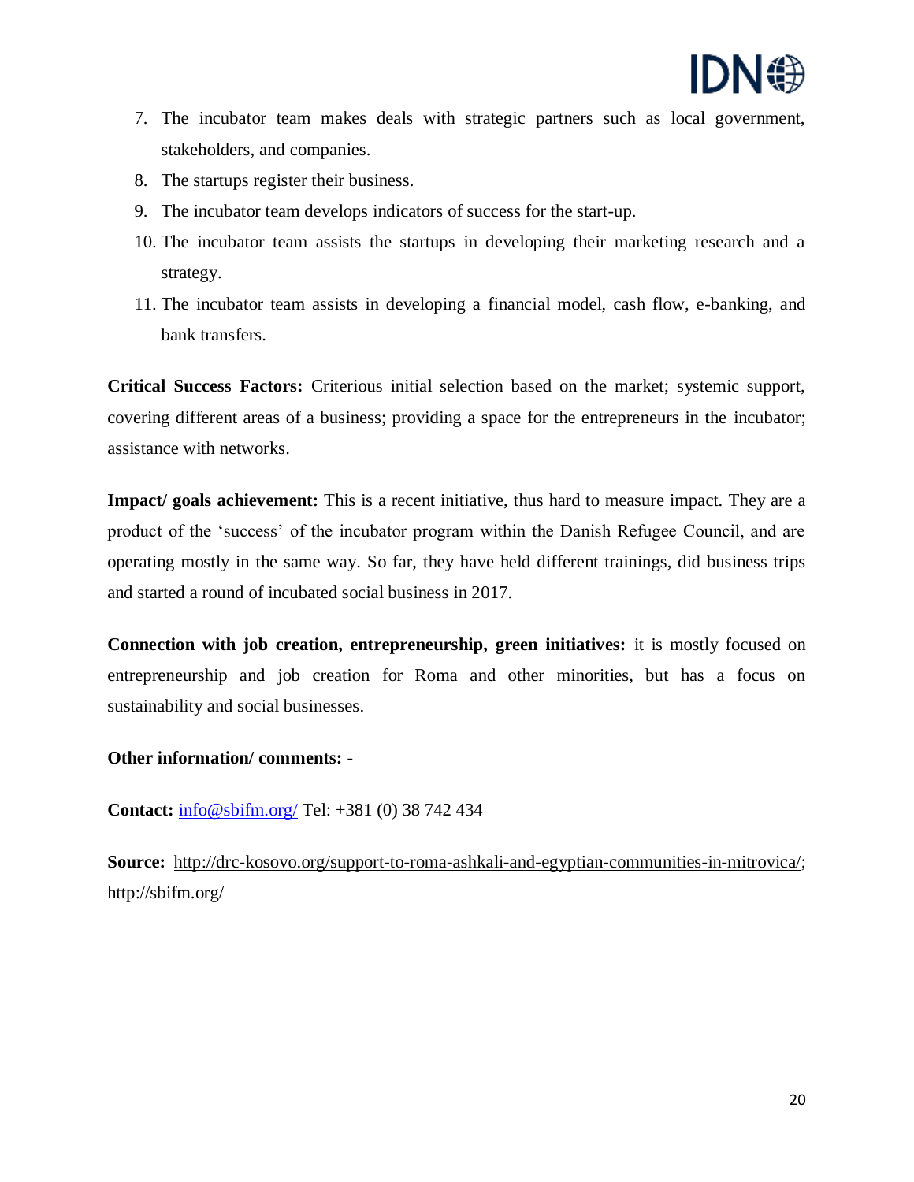7. The incubator team makes deals with strategic partners such as local government, stakeholders, and companies.
8. The startups register their business.
9. The incubator team develops indicators of success for the start-up.
10. The incubator team assists the startups in developing their marketing research and a strategy.
11. The incubator team assists in developing a financial model, cash flow, e-banking, and bank transfers.

**Critical Success Factors:** Criterious initial selection based on the market; systemic support, covering different areas of a business; providing a space for the entrepreneurs in the incubator; assistance with networks.

**Impact/ goals achievement:** This is a recent initiative, thus hard to measure impact. They are a product of the 'success' of the incubator program within the Danish Refugee Council, and are operating mostly in the same way. So far, they have held different trainings, did business trips and started a round of incubated social business in 2017.

**Connection with job creation, entrepreneurship, green initiatives:** it is mostly focused on entrepreneurship and job creation for Roma and other minorities, but has a focus on sustainability and social businesses.

**Other information/ comments:** -

**Contact:** [info@sbifm.org/](mailto:info@sbifm.org/) Tel: +381 (0) 38 742 434

**Source:** http://drc-kosovo.org/support-to-roma-ashkali-and-egyptian-communities-in-mitrovica/; http://sbifm.org/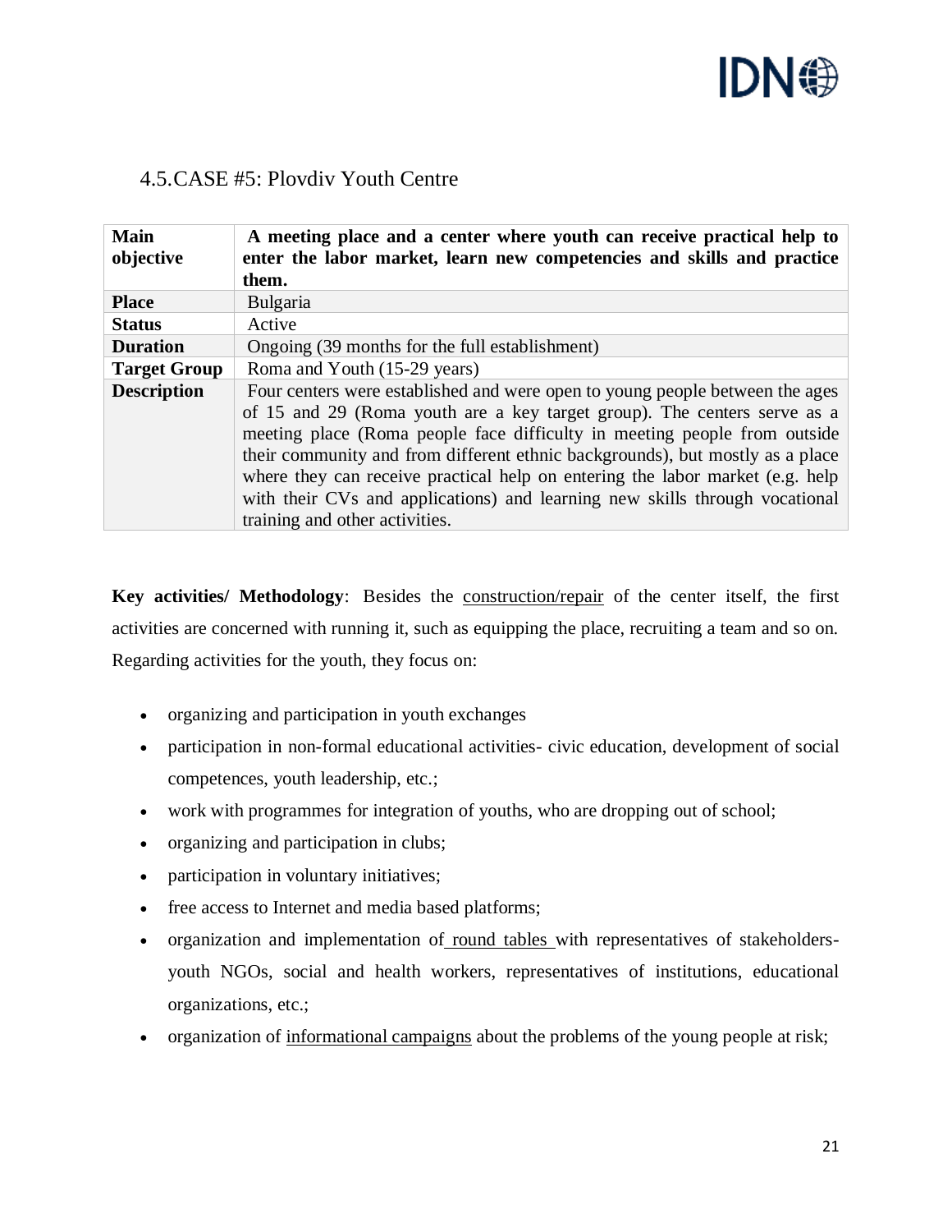## 4.5.CASE #5: Plovdiv Youth Centre

| **Main objective** | **A meeting place and a center where youth can receive practical help to enter the labor market, learn new competencies and skills and practice them.** |
|---|---|
| **Place** | Bulgaria |
| **Status** | Active |
| **Duration** | Ongoing (39 months for the full establishment) |
| **Target Group** | Roma and Youth (15-29 years) |
| **Description** | Four centers were established and were open to young people between the ages of 15 and 29 (Roma youth are a key target group). The centers serve as a meeting place (Roma people face difficulty in meeting people from outside their community and from different ethnic backgrounds), but mostly as a place where they can receive practical help on entering the labor market (e.g. help with their CVs and applications) and learning new skills through vocational training and other activities. |

**Key activities/ Methodology**: Besides the construction/repair of the center itself, the first activities are concerned with running it, such as equipping the place, recruiting a team and so on. Regarding activities for the youth, they focus on:

- organizing and participation in youth exchanges
- participation in non-formal educational activities- civic education, development of social competences, youth leadership, etc.;
- work with programmes for integration of youths, who are dropping out of school;
- organizing and participation in clubs;
- participation in voluntary initiatives;
- free access to Internet and media based platforms;
- organization and implementation of round tables with representatives of stakeholders- youth NGOs, social and health workers, representatives of institutions, educational organizations, etc.;
- organization of informational campaigns about the problems of the young people at risk;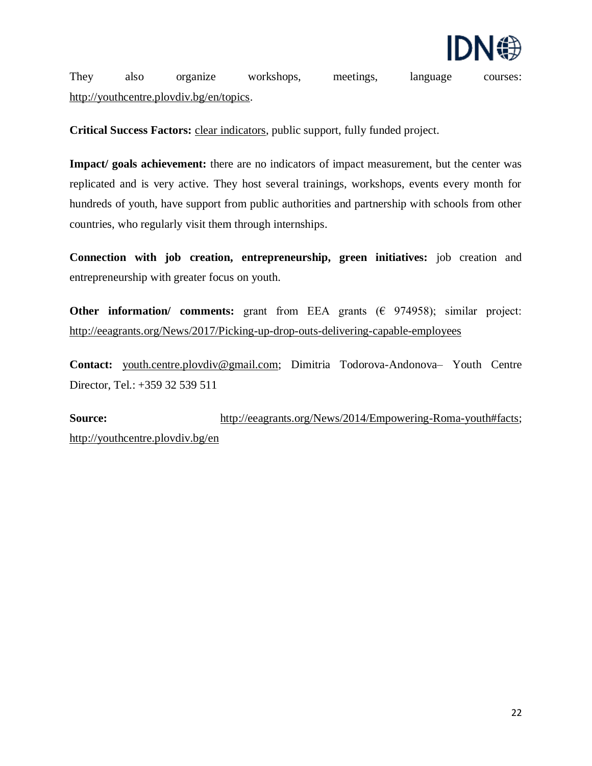They also organize workshops, meetings, language courses: http://youthcentre.plovdiv.bg/en/topics.

**Critical Success Factors:** clear indicators, public support, fully funded project.

**Impact/ goals achievement:** there are no indicators of impact measurement, but the center was replicated and is very active. They host several trainings, workshops, events every month for hundreds of youth, have support from public authorities and partnership with schools from other countries, who regularly visit them through internships.

**Connection with job creation, entrepreneurship, green initiatives:** job creation and entrepreneurship with greater focus on youth.

**Other information/ comments:** grant from EEA grants (€ 974958); similar project: http://eeagrants.org/News/2017/Picking-up-drop-outs-delivering-capable-employees

**Contact:** youth.centre.plovdiv@gmail.com; Dimitria Todorova-Andonova– Youth Centre Director, Tel.: +359 32 539 511

**Source:** http://eeagrants.org/News/2014/Empowering-Roma-youth#facts; http://youthcentre.plovdiv.bg/en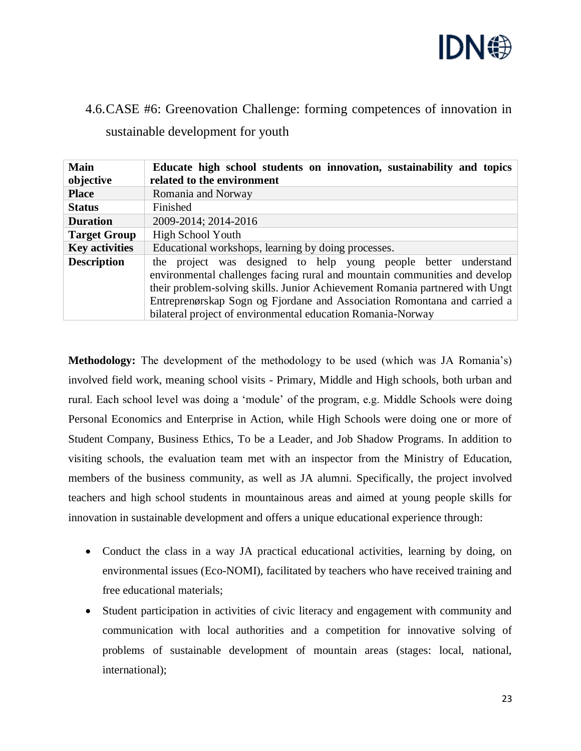## 4.6. CASE #6: Greenovation Challenge: forming competences of innovation in sustainable development for youth

| **Main objective** | **Educate high school students on innovation, sustainability and topics related to the environment** |
|---|---|
| **Place** | Romania and Norway |
| **Status** | Finished |
| **Duration** | 2009-2014; 2014-2016 |
| **Target Group** | High School Youth |
| **Key activities** | Educational workshops, learning by doing processes. |
| **Description** | the project was designed to help young people better understand environmental challenges facing rural and mountain communities and develop their problem-solving skills. Junior Achievement Romania partnered with Ungt Entreprenørskap Sogn og Fjordane and Association Romontana and carried a bilateral project of environmental education Romania-Norway |

**Methodology:** The development of the methodology to be used (which was JA Romania's) involved field work, meaning school visits - Primary, Middle and High schools, both urban and rural. Each school level was doing a 'module' of the program, e.g. Middle Schools were doing Personal Economics and Enterprise in Action, while High Schools were doing one or more of Student Company, Business Ethics, To be a Leader, and Job Shadow Programs. In addition to visiting schools, the evaluation team met with an inspector from the Ministry of Education, members of the business community, as well as JA alumni. Specifically, the project involved teachers and high school students in mountainous areas and aimed at young people skills for innovation in sustainable development and offers a unique educational experience through:

- Conduct the class in a way JA practical educational activities, learning by doing, on environmental issues (Eco-NOMI), facilitated by teachers who have received training and free educational materials;
- Student participation in activities of civic literacy and engagement with community and communication with local authorities and a competition for innovative solving of problems of sustainable development of mountain areas (stages: local, national, international);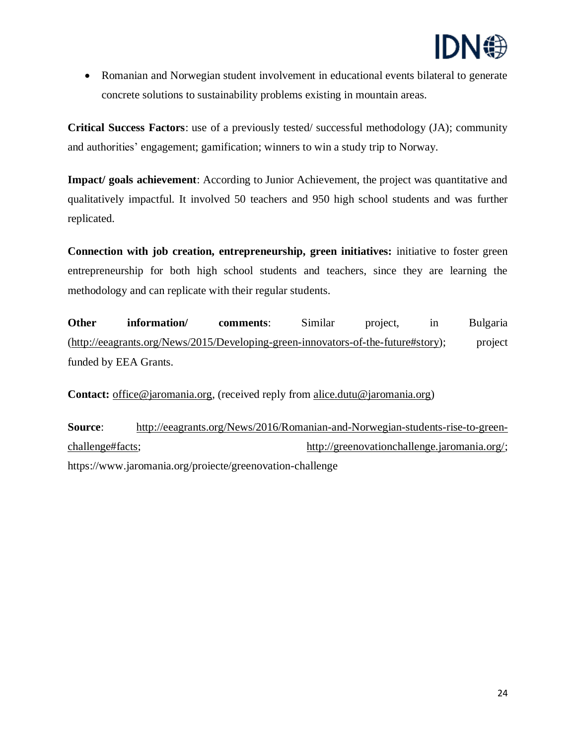- Romanian and Norwegian student involvement in educational events bilateral to generate concrete solutions to sustainability problems existing in mountain areas.

**Critical Success Factors**: use of a previously tested/ successful methodology (JA); community and authorities' engagement; gamification; winners to win a study trip to Norway.

**Impact/ goals achievement**: According to Junior Achievement, the project was quantitative and qualitatively impactful. It involved 50 teachers and 950 high school students and was further replicated.

**Connection with job creation, entrepreneurship, green initiatives:** initiative to foster green entrepreneurship for both high school students and teachers, since they are learning the methodology and can replicate with their regular students.

**Other information/ comments**: Similar project, in Bulgaria (http://eeagrants.org/News/2015/Developing-green-innovators-of-the-future#story); project funded by EEA Grants.

**Contact:** office@jaromania.org, (received reply from alice.dutu@jaromania.org)

**Source**: http://eeagrants.org/News/2016/Romanian-and-Norwegian-students-rise-to-green-challenge#facts; http://greenovationchallenge.jaromania.org/; https://www.jaromania.org/proiecte/greenovation-challenge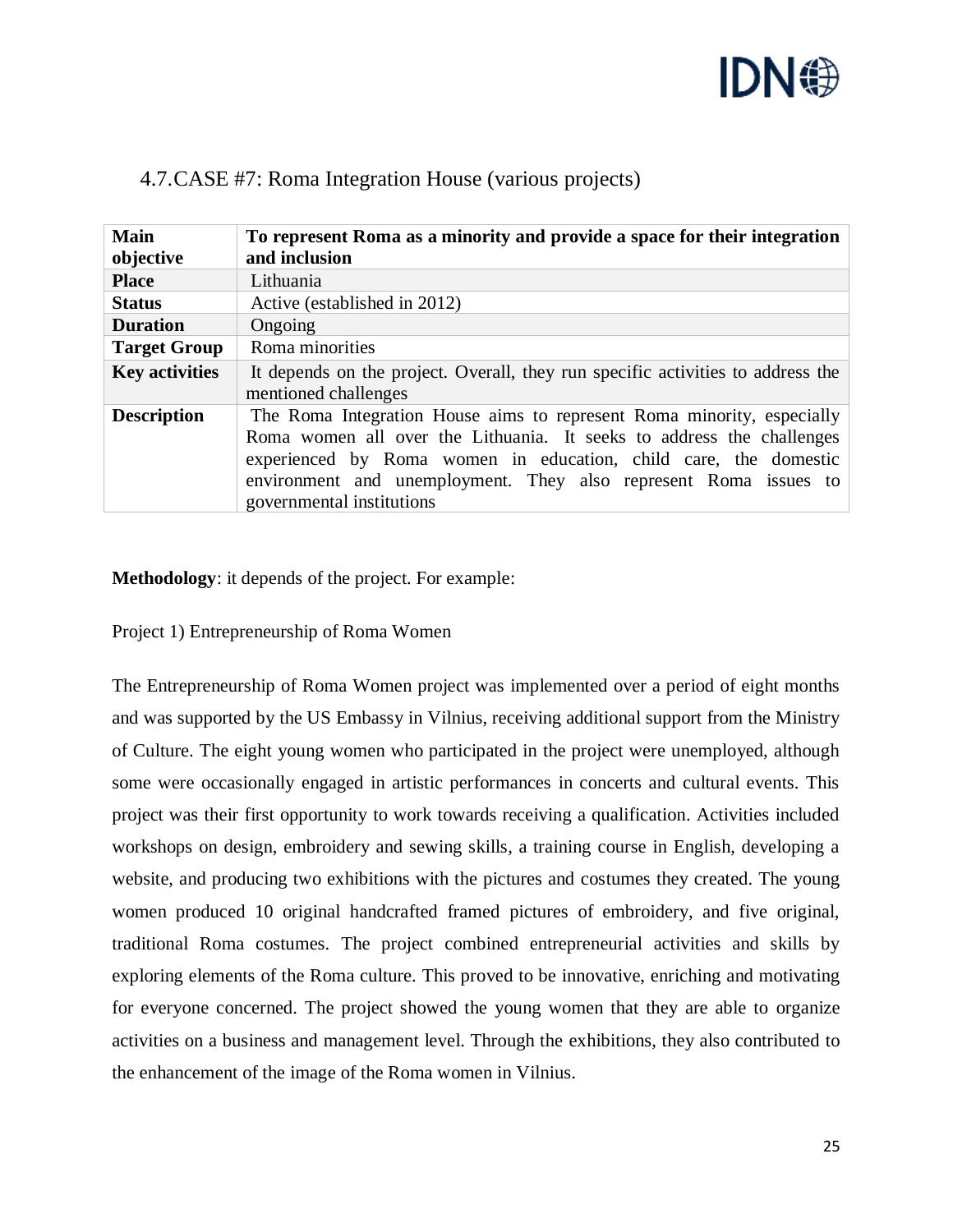## 4.7.CASE #7: Roma Integration House (various projects)

| **Main objective** | **To represent Roma as a minority and provide a space for their integration and inclusion** |
|---|---|
| **Place** | Lithuania |
| **Status** | Active (established in 2012) |
| **Duration** | Ongoing |
| **Target Group** | Roma minorities |
| **Key activities** | It depends on the project. Overall, they run specific activities to address the mentioned challenges |
| **Description** | The Roma Integration House aims to represent Roma minority, especially Roma women all over the Lithuania. It seeks to address the challenges experienced by Roma women in education, child care, the domestic environment and unemployment. They also represent Roma issues to governmental institutions |

**Methodology**: it depends of the project. For example:

Project 1) Entrepreneurship of Roma Women

The Entrepreneurship of Roma Women project was implemented over a period of eight months and was supported by the US Embassy in Vilnius, receiving additional support from the Ministry of Culture. The eight young women who participated in the project were unemployed, although some were occasionally engaged in artistic performances in concerts and cultural events. This project was their first opportunity to work towards receiving a qualification. Activities included workshops on design, embroidery and sewing skills, a training course in English, developing a website, and producing two exhibitions with the pictures and costumes they created. The young women produced 10 original handcrafted framed pictures of embroidery, and five original, traditional Roma costumes. The project combined entrepreneurial activities and skills by exploring elements of the Roma culture. This proved to be innovative, enriching and motivating for everyone concerned. The project showed the young women that they are able to organize activities on a business and management level. Through the exhibitions, they also contributed to the enhancement of the image of the Roma women in Vilnius.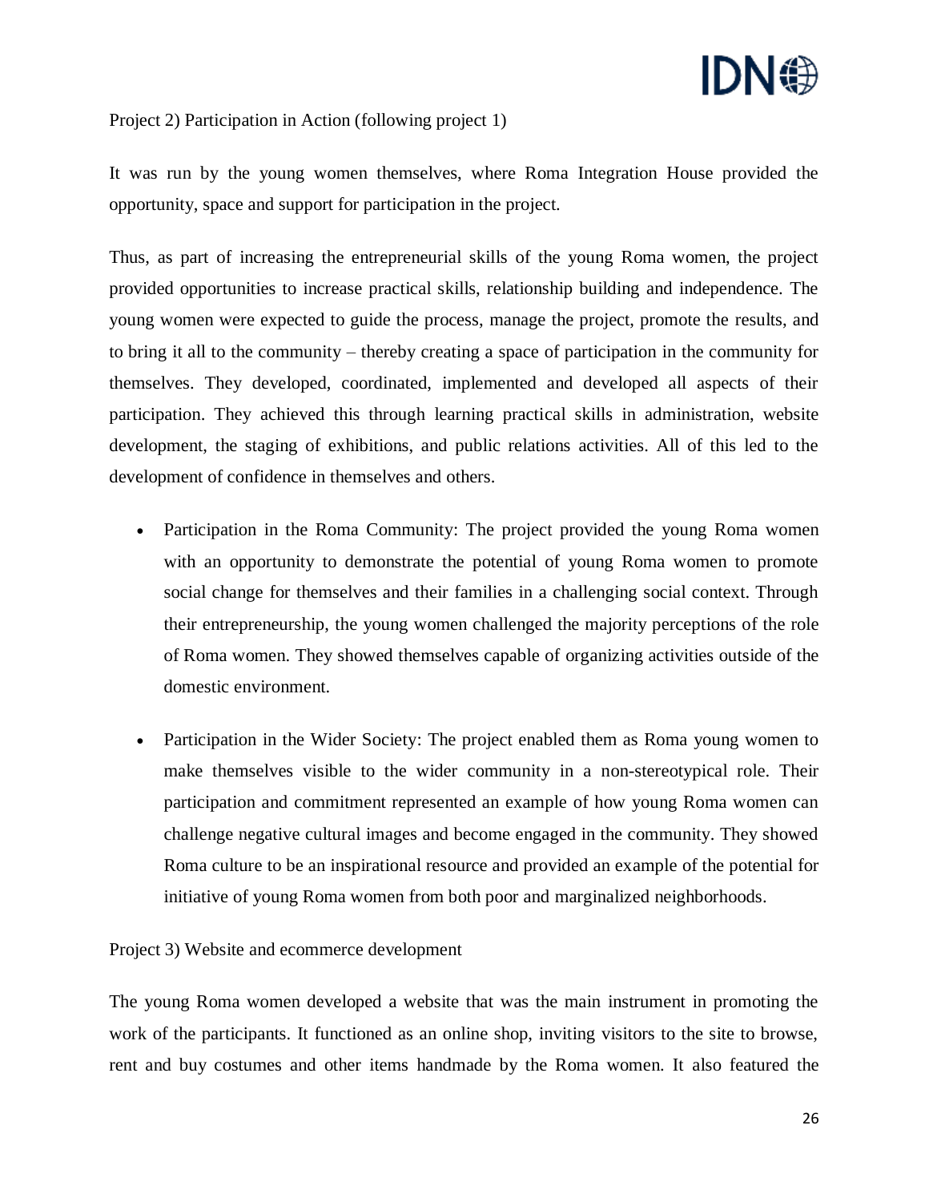Project 2) Participation in Action (following project 1)

It was run by the young women themselves, where Roma Integration House provided the opportunity, space and support for participation in the project.

Thus, as part of increasing the entrepreneurial skills of the young Roma women, the project provided opportunities to increase practical skills, relationship building and independence. The young women were expected to guide the process, manage the project, promote the results, and to bring it all to the community – thereby creating a space of participation in the community for themselves. They developed, coordinated, implemented and developed all aspects of their participation. They achieved this through learning practical skills in administration, website development, the staging of exhibitions, and public relations activities. All of this led to the development of confidence in themselves and others.

- Participation in the Roma Community: The project provided the young Roma women with an opportunity to demonstrate the potential of young Roma women to promote social change for themselves and their families in a challenging social context. Through their entrepreneurship, the young women challenged the majority perceptions of the role of Roma women. They showed themselves capable of organizing activities outside of the domestic environment.

- Participation in the Wider Society: The project enabled them as Roma young women to make themselves visible to the wider community in a non-stereotypical role. Their participation and commitment represented an example of how young Roma women can challenge negative cultural images and become engaged in the community. They showed Roma culture to be an inspirational resource and provided an example of the potential for initiative of young Roma women from both poor and marginalized neighborhoods.

Project 3) Website and ecommerce development

The young Roma women developed a website that was the main instrument in promoting the work of the participants. It functioned as an online shop, inviting visitors to the site to browse, rent and buy costumes and other items handmade by the Roma women. It also featured the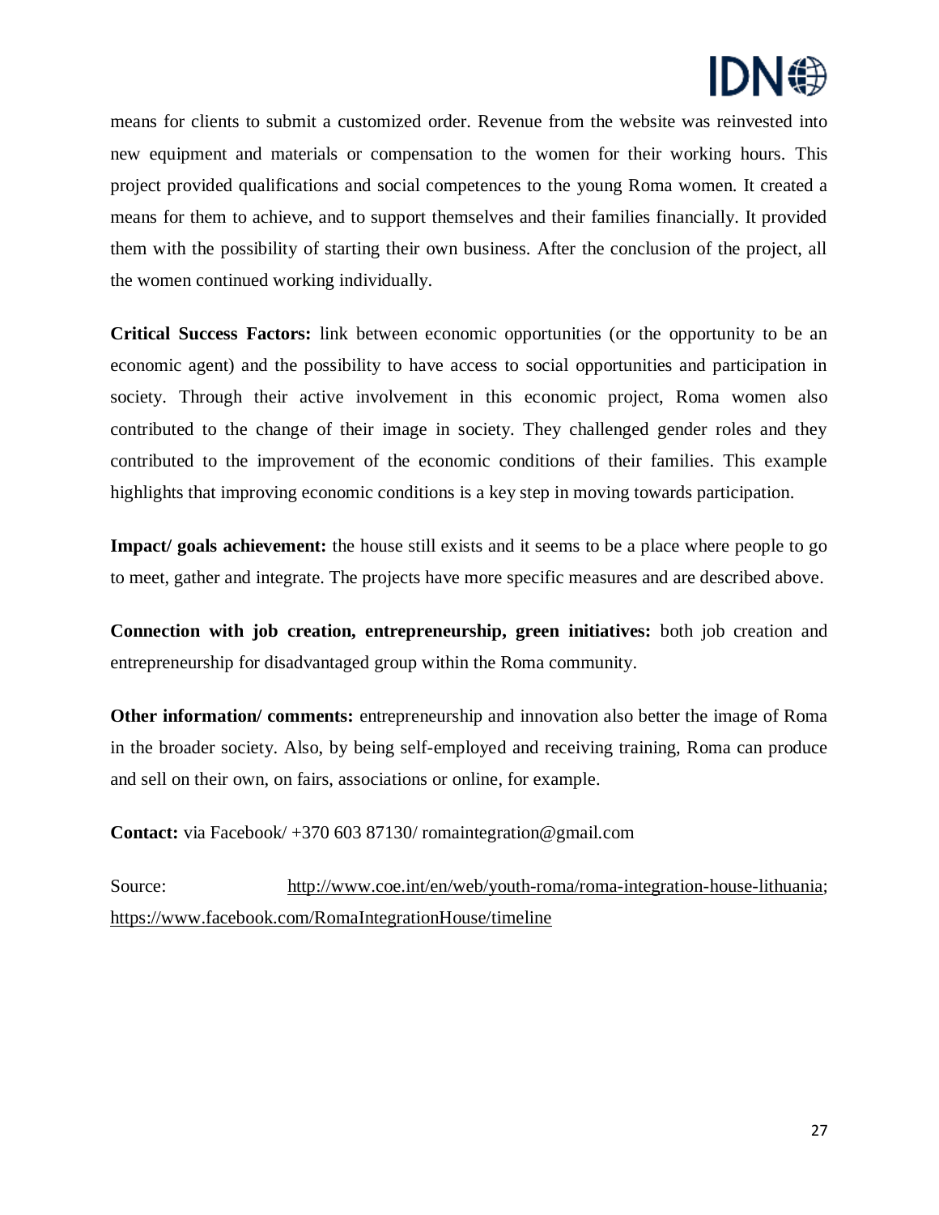means for clients to submit a customized order. Revenue from the website was reinvested into new equipment and materials or compensation to the women for their working hours. This project provided qualifications and social competences to the young Roma women. It created a means for them to achieve, and to support themselves and their families financially. It provided them with the possibility of starting their own business. After the conclusion of the project, all the women continued working individually.

**Critical Success Factors:** link between economic opportunities (or the opportunity to be an economic agent) and the possibility to have access to social opportunities and participation in society. Through their active involvement in this economic project, Roma women also contributed to the change of their image in society. They challenged gender roles and they contributed to the improvement of the economic conditions of their families. This example highlights that improving economic conditions is a key step in moving towards participation.

**Impact/ goals achievement:** the house still exists and it seems to be a place where people to go to meet, gather and integrate. The projects have more specific measures and are described above.

**Connection with job creation, entrepreneurship, green initiatives:** both job creation and entrepreneurship for disadvantaged group within the Roma community.

**Other information/ comments:** entrepreneurship and innovation also better the image of Roma in the broader society. Also, by being self-employed and receiving training, Roma can produce and sell on their own, on fairs, associations or online, for example.

**Contact:** via Facebook/ +370 603 87130/ romaintegration@gmail.com

Source: http://www.coe.int/en/web/youth-roma/roma-integration-house-lithuania; https://www.facebook.com/RomaIntegrationHouse/timeline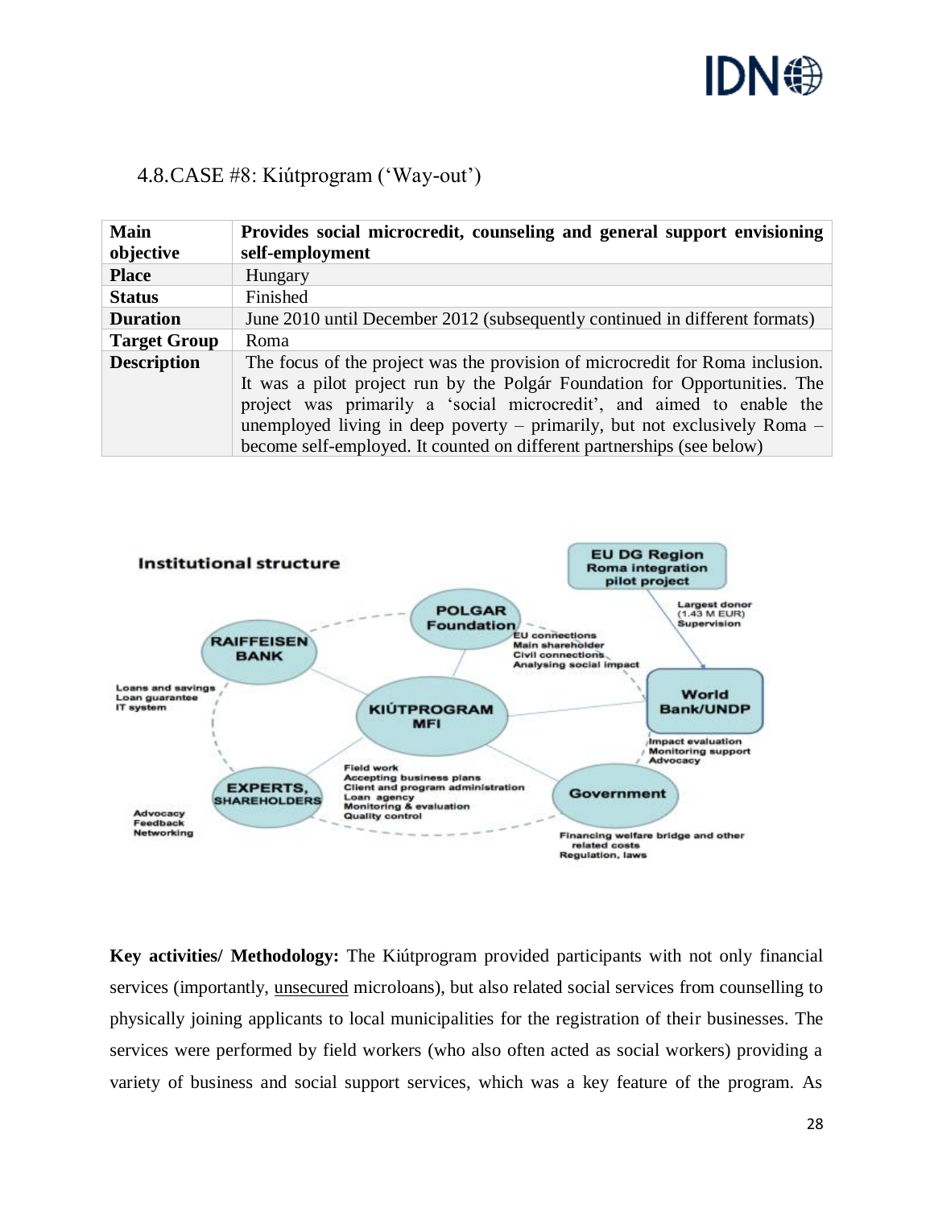## 4.8. CASE #8: Kiútprogram ('Way-out')

| **Main objective** | **Provides social microcredit, counseling and general support envisioning self-employment** |
|---|---|
| **Place** | Hungary |
| **Status** | Finished |
| **Duration** | June 2010 until December 2012 (subsequently continued in different formats) |
| **Target Group** | Roma |
| **Description** | The focus of the project was the provision of microcredit for Roma inclusion. It was a pilot project run by the Polgár Foundation for Opportunities. The project was primarily a 'social microcredit', and aimed to enable the unemployed living in deep poverty – primarily, but not exclusively Roma – become self-employed. It counted on different partnerships (see below) |

**Institutional structure**

- **KIÚTPROGRAM MFI**: Field work; Accepting business plans; Client and program administration; Loan agency; Monitoring & evaluation; Quality control
- **POLGAR Foundation**: EU connections; Main shareholder; Civil connections; Analysing social impact
- **EU DG Region Roma integration pilot project**: Largest donor (1.43 M EUR); Supervision
- **World Bank/UNDP**: Impact evaluation; Monitoring support; Advocacy
- **Government**: Financing welfare bridge and other related costs; Regulation, laws
- **EXPERTS, SHAREHOLDERS**: Advocacy; Feedback; Networking
- **RAIFFEISEN BANK**: Loans and savings; Loan guarantee; IT system

**Key activities/ Methodology:** The Kiútprogram provided participants with not only financial services (importantly, unsecured microloans), but also related social services from counselling to physically joining applicants to local municipalities for the registration of their businesses. The services were performed by field workers (who also often acted as social workers) providing a variety of business and social support services, which was a key feature of the program. As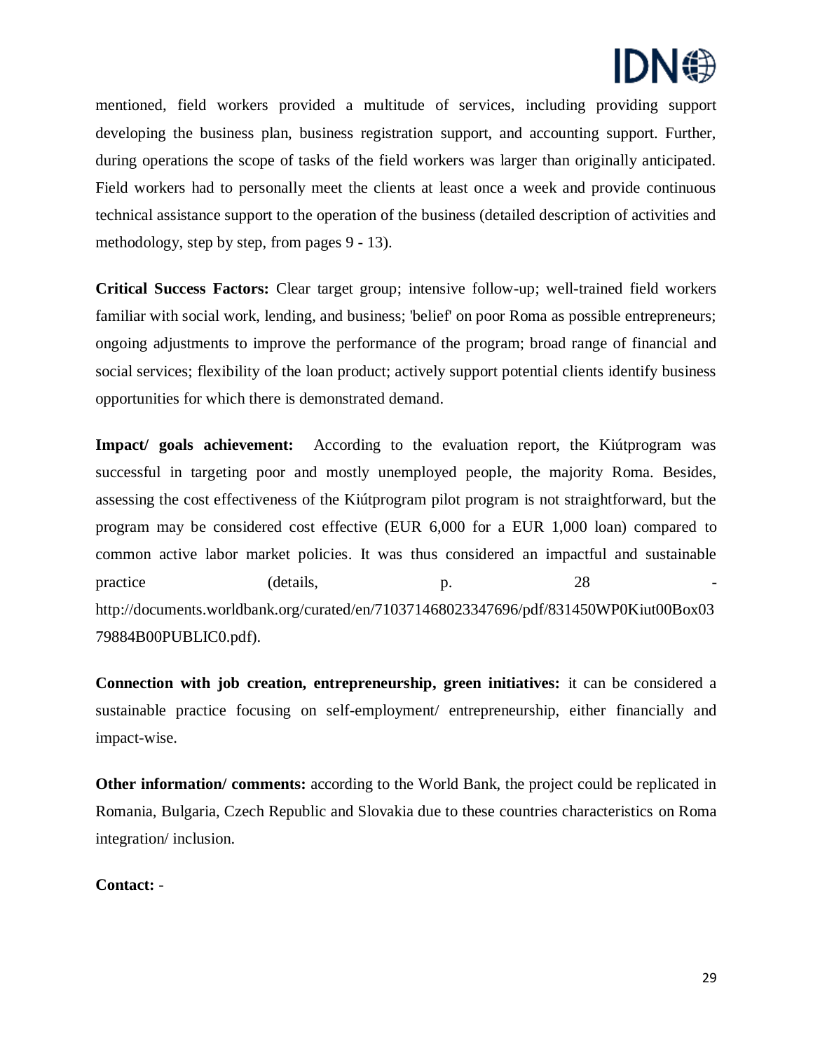mentioned, field workers provided a multitude of services, including providing support developing the business plan, business registration support, and accounting support. Further, during operations the scope of tasks of the field workers was larger than originally anticipated. Field workers had to personally meet the clients at least once a week and provide continuous technical assistance support to the operation of the business (detailed description of activities and methodology, step by step, from pages 9 - 13).

**Critical Success Factors:** Clear target group; intensive follow-up; well-trained field workers familiar with social work, lending, and business; 'belief' on poor Roma as possible entrepreneurs; ongoing adjustments to improve the performance of the program; broad range of financial and social services; flexibility of the loan product; actively support potential clients identify business opportunities for which there is demonstrated demand.

**Impact/ goals achievement:** According to the evaluation report, the Kiútprogram was successful in targeting poor and mostly unemployed people, the majority Roma. Besides, assessing the cost effectiveness of the Kiútprogram pilot program is not straightforward, but the program may be considered cost effective (EUR 6,000 for a EUR 1,000 loan) compared to common active labor market policies. It was thus considered an impactful and sustainable practice (details, p. 28 - http://documents.worldbank.org/curated/en/710371468023347696/pdf/831450WP0Kiut00Box0379884B00PUBLIC0.pdf).

**Connection with job creation, entrepreneurship, green initiatives:** it can be considered a sustainable practice focusing on self-employment/ entrepreneurship, either financially and impact-wise.

**Other information/ comments:** according to the World Bank, the project could be replicated in Romania, Bulgaria, Czech Republic and Slovakia due to these countries characteristics on Roma integration/ inclusion.

**Contact:** -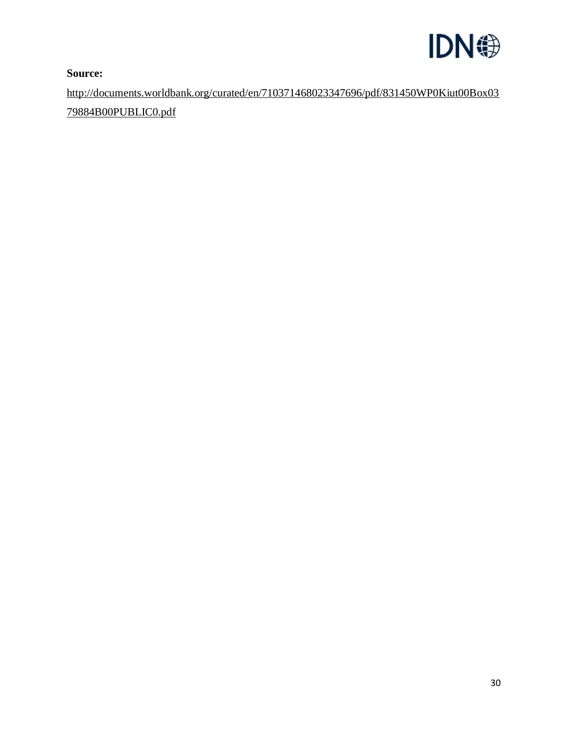**Source:**

http://documents.worldbank.org/curated/en/710371468023347696/pdf/831450WP0Kiut00Box0379884B00PUBLIC0.pdf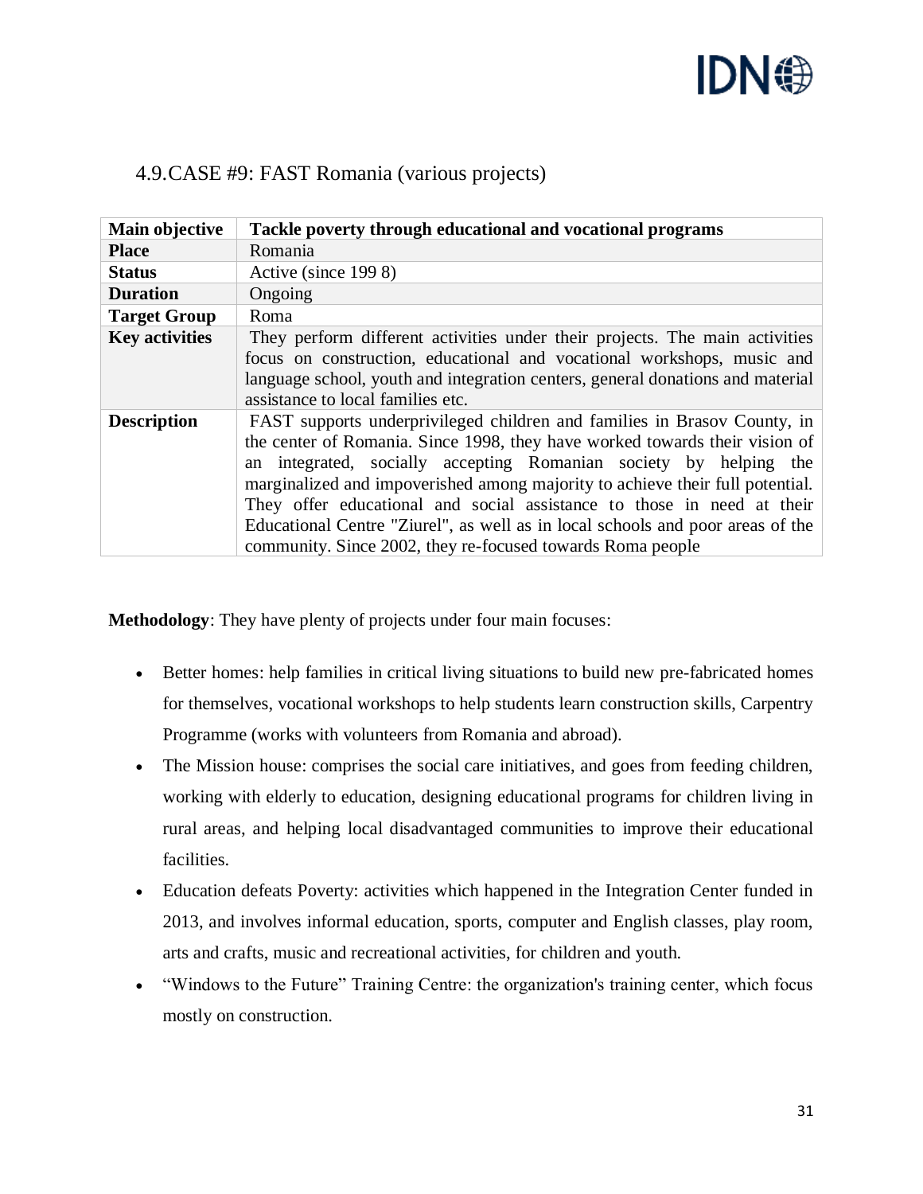## 4.9. CASE #9: FAST Romania (various projects)

| **Main objective** | **Tackle poverty through educational and vocational programs** |
|---|---|
| **Place** | Romania |
| **Status** | Active (since 199 8) |
| **Duration** | Ongoing |
| **Target Group** | Roma |
| **Key activities** | They perform different activities under their projects. The main activities focus on construction, educational and vocational workshops, music and language school, youth and integration centers, general donations and material assistance to local families etc. |
| **Description** | FAST supports underprivileged children and families in Brasov County, in the center of Romania. Since 1998, they have worked towards their vision of an integrated, socially accepting Romanian society by helping the marginalized and impoverished among majority to achieve their full potential. They offer educational and social assistance to those in need at their Educational Centre "Ziurel", as well as in local schools and poor areas of the community. Since 2002, they re-focused towards Roma people |

**Methodology**: They have plenty of projects under four main focuses:

- Better homes: help families in critical living situations to build new pre-fabricated homes for themselves, vocational workshops to help students learn construction skills, Carpentry Programme (works with volunteers from Romania and abroad).
- The Mission house: comprises the social care initiatives, and goes from feeding children, working with elderly to education, designing educational programs for children living in rural areas, and helping local disadvantaged communities to improve their educational facilities.
- Education defeats Poverty: activities which happened in the Integration Center funded in 2013, and involves informal education, sports, computer and English classes, play room, arts and crafts, music and recreational activities, for children and youth.
- "Windows to the Future" Training Centre: the organization's training center, which focus mostly on construction.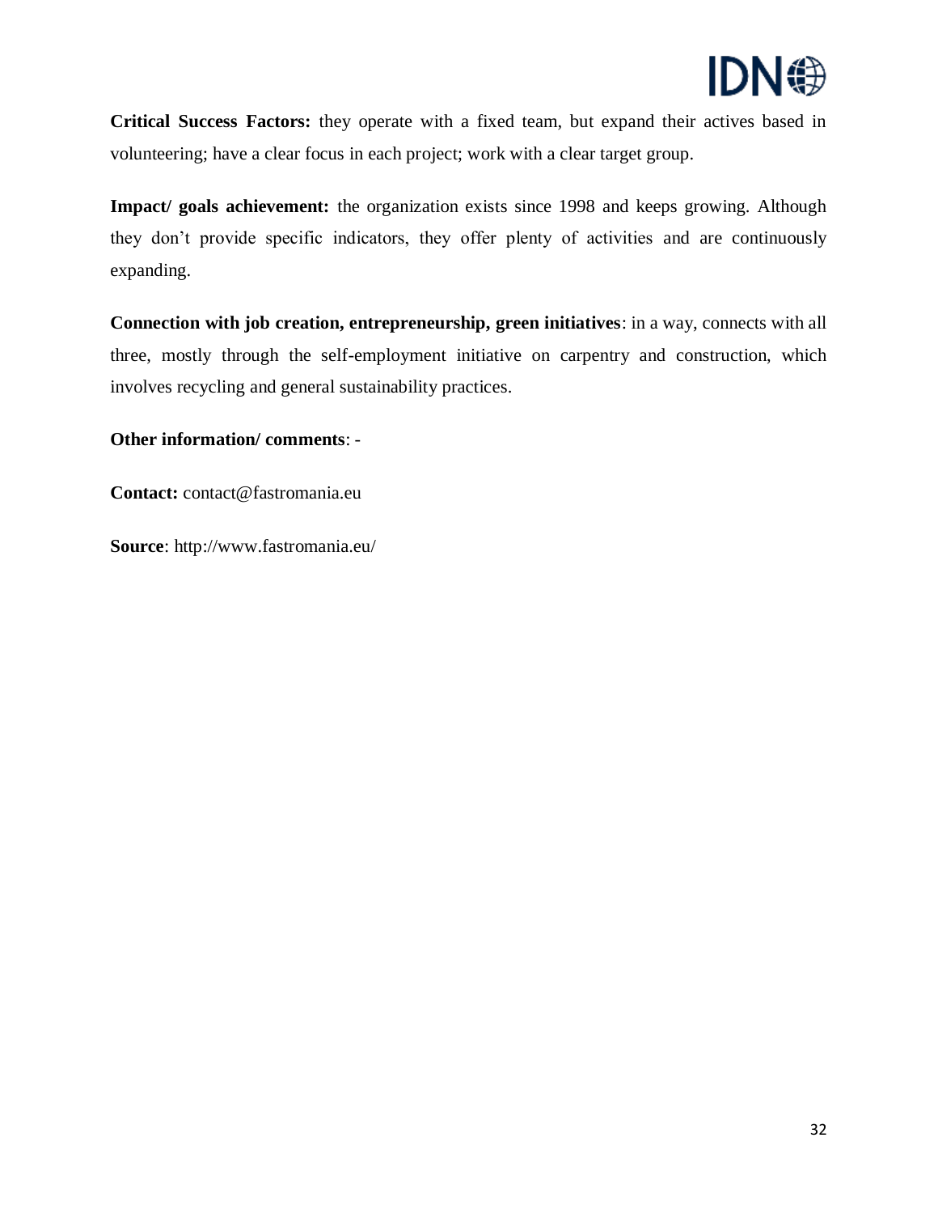**Critical Success Factors:** they operate with a fixed team, but expand their actives based in volunteering; have a clear focus in each project; work with a clear target group.

**Impact/ goals achievement:** the organization exists since 1998 and keeps growing. Although they don't provide specific indicators, they offer plenty of activities and are continuously expanding.

**Connection with job creation, entrepreneurship, green initiatives**: in a way, connects with all three, mostly through the self-employment initiative on carpentry and construction, which involves recycling and general sustainability practices.

**Other information/ comments**: -

**Contact:** contact@fastromania.eu

**Source**: http://www.fastromania.eu/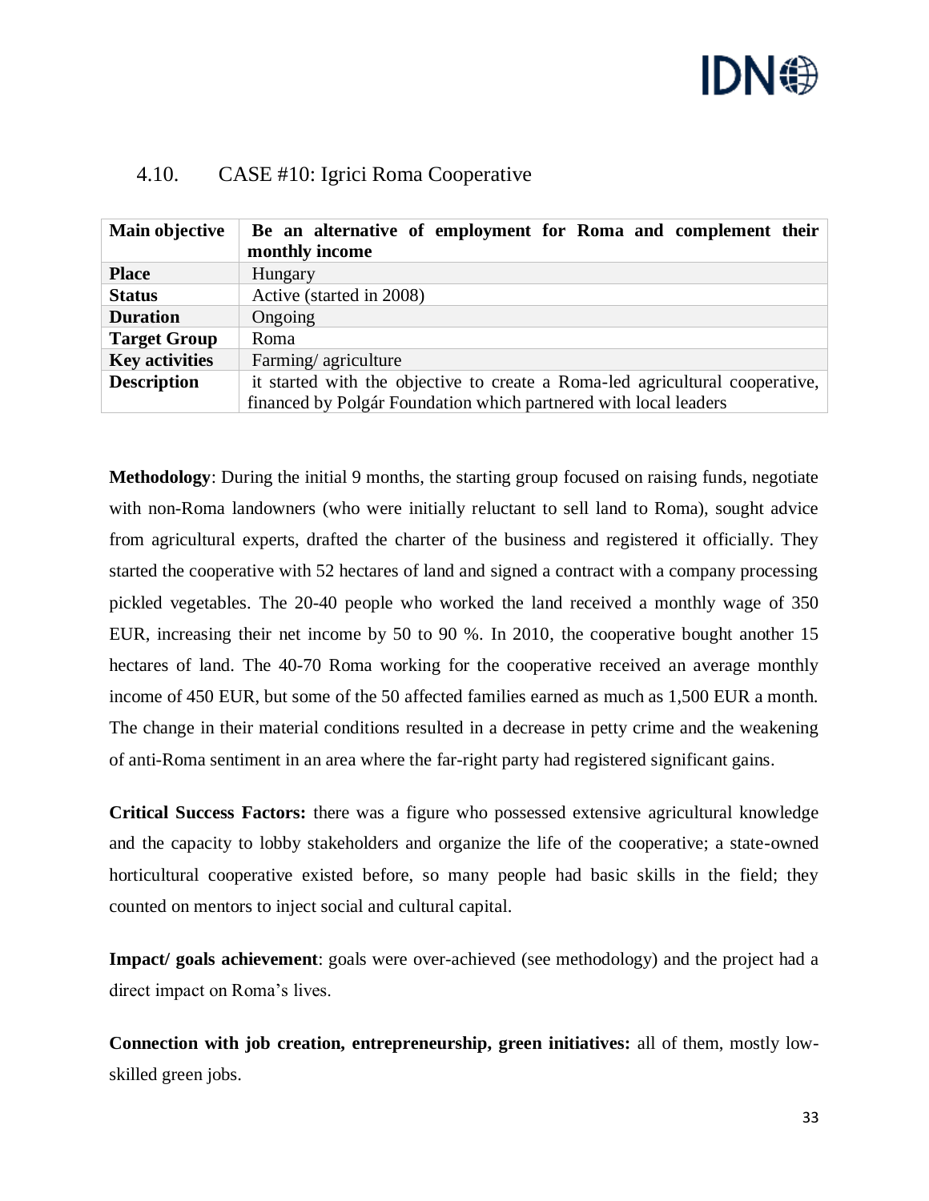## 4.10. CASE #10: Igrici Roma Cooperative

| **Main objective** | **Be an alternative of employment for Roma and complement their monthly income** |
|---|---|
| **Place** | Hungary |
| **Status** | Active (started in 2008) |
| **Duration** | Ongoing |
| **Target Group** | Roma |
| **Key activities** | Farming/ agriculture |
| **Description** | it started with the objective to create a Roma-led agricultural cooperative, financed by Polgár Foundation which partnered with local leaders |

**Methodology**: During the initial 9 months, the starting group focused on raising funds, negotiate with non-Roma landowners (who were initially reluctant to sell land to Roma), sought advice from agricultural experts, drafted the charter of the business and registered it officially. They started the cooperative with 52 hectares of land and signed a contract with a company processing pickled vegetables. The 20-40 people who worked the land received a monthly wage of 350 EUR, increasing their net income by 50 to 90 %. In 2010, the cooperative bought another 15 hectares of land. The 40-70 Roma working for the cooperative received an average monthly income of 450 EUR, but some of the 50 affected families earned as much as 1,500 EUR a month. The change in their material conditions resulted in a decrease in petty crime and the weakening of anti-Roma sentiment in an area where the far-right party had registered significant gains.

**Critical Success Factors:** there was a figure who possessed extensive agricultural knowledge and the capacity to lobby stakeholders and organize the life of the cooperative; a state-owned horticultural cooperative existed before, so many people had basic skills in the field; they counted on mentors to inject social and cultural capital.

**Impact/ goals achievement**: goals were over-achieved (see methodology) and the project had a direct impact on Roma's lives.

**Connection with job creation, entrepreneurship, green initiatives:** all of them, mostly low-skilled green jobs.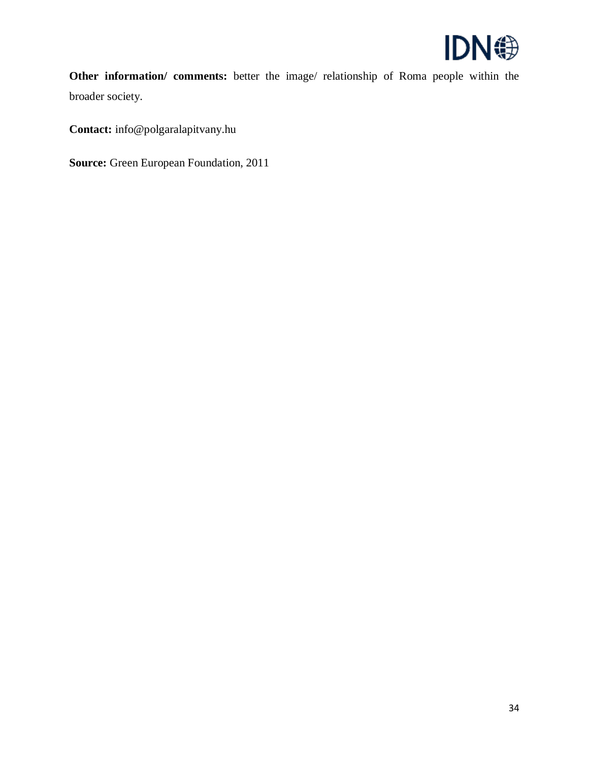**Other information/ comments:** better the image/ relationship of Roma people within the broader society.

**Contact:** info@polgaralapitvany.hu

**Source:** Green European Foundation, 2011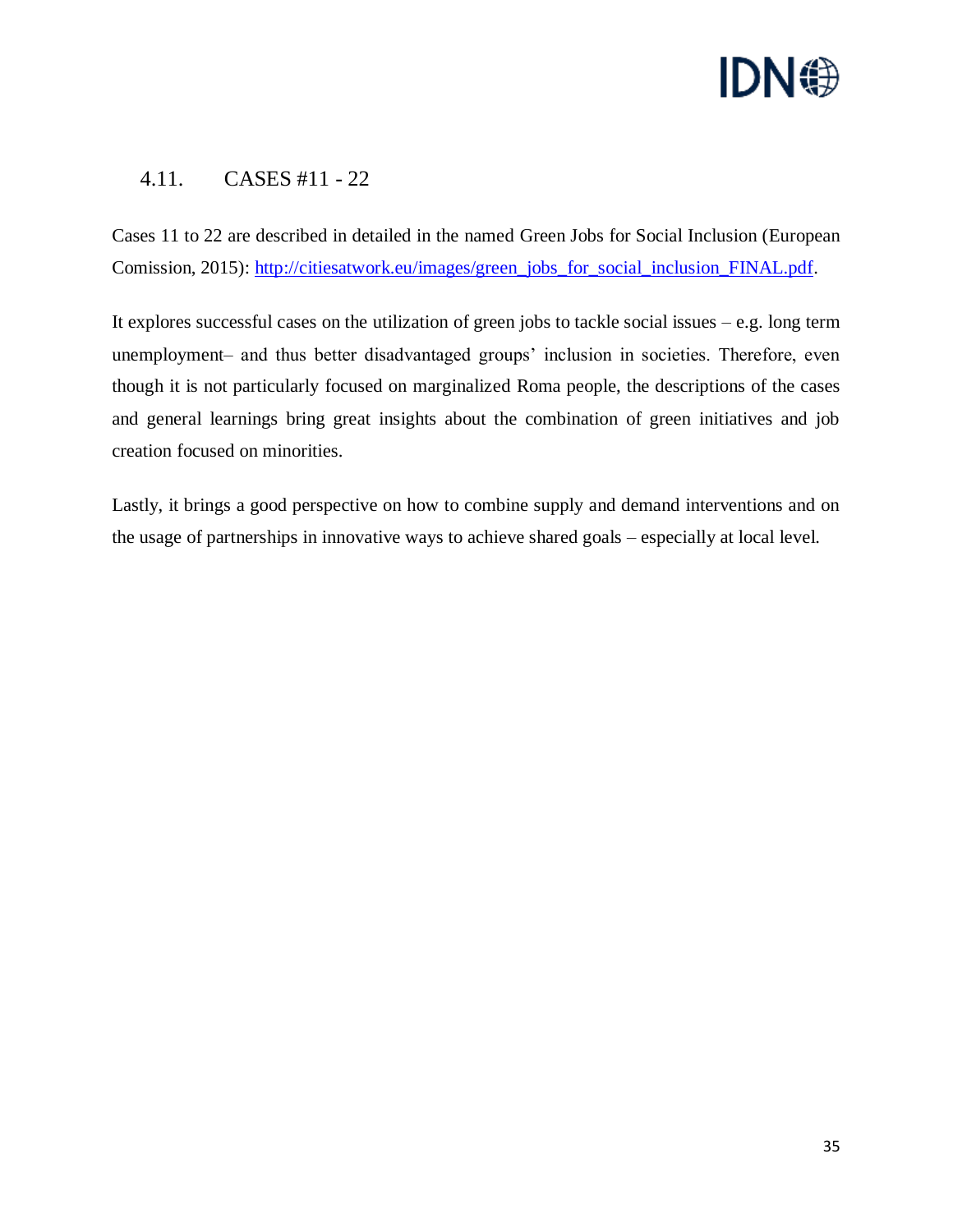## 4.11. CASES #11 - 22

Cases 11 to 22 are described in detailed in the named Green Jobs for Social Inclusion (European Comission, 2015): [http://citiesatwork.eu/images/green_jobs_for_social_inclusion_FINAL.pdf](http://citiesatwork.eu/images/green_jobs_for_social_inclusion_FINAL.pdf).

It explores successful cases on the utilization of green jobs to tackle social issues – e.g. long term unemployment– and thus better disadvantaged groups' inclusion in societies. Therefore, even though it is not particularly focused on marginalized Roma people, the descriptions of the cases and general learnings bring great insights about the combination of green initiatives and job creation focused on minorities.

Lastly, it brings a good perspective on how to combine supply and demand interventions and on the usage of partnerships in innovative ways to achieve shared goals – especially at local level.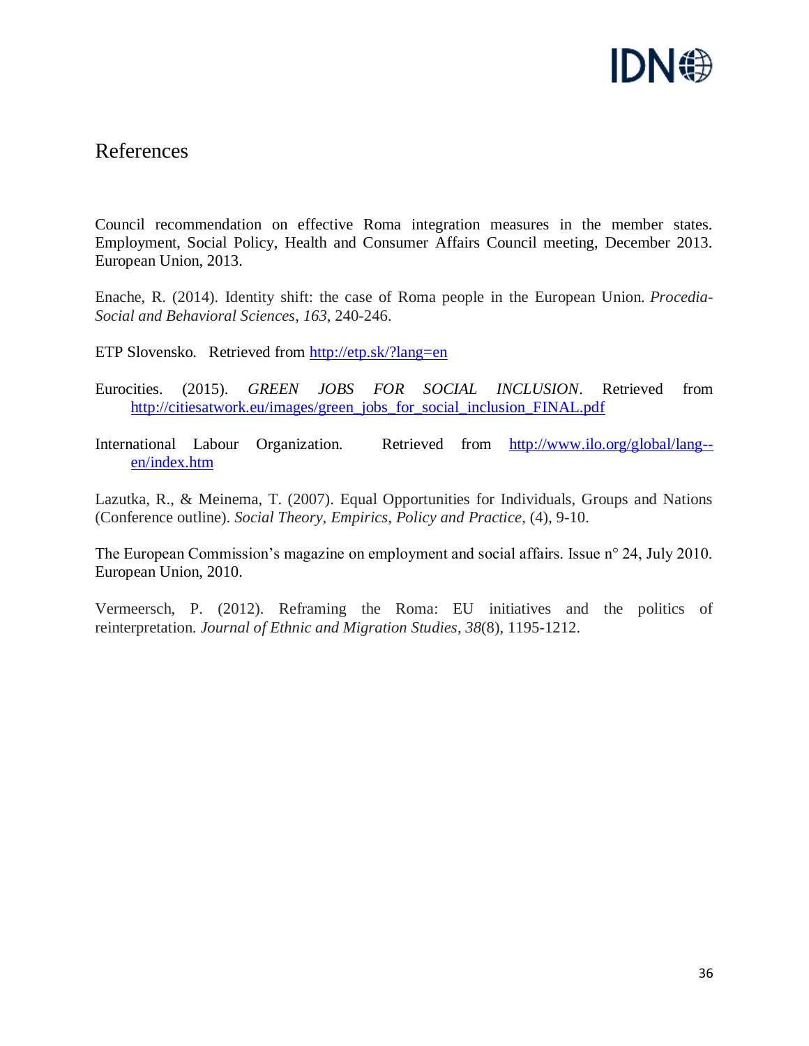# References

Council recommendation on effective Roma integration measures in the member states. Employment, Social Policy, Health and Consumer Affairs Council meeting, December 2013. European Union, 2013.

Enache, R. (2014). Identity shift: the case of Roma people in the European Union. *Procedia-Social and Behavioral Sciences*, *163*, 240-246.

ETP Slovensko. Retrieved from http://etp.sk/?lang=en

Eurocities. (2015). *GREEN JOBS FOR SOCIAL INCLUSION*. Retrieved from http://citiesatwork.eu/images/green_jobs_for_social_inclusion_FINAL.pdf

International Labour Organization. Retrieved from http://www.ilo.org/global/lang--en/index.htm

Lazutka, R., & Meinema, T. (2007). Equal Opportunities for Individuals, Groups and Nations (Conference outline). *Social Theory, Empirics, Policy and Practice*, (4), 9-10.

The European Commission's magazine on employment and social affairs. Issue n° 24, July 2010. European Union, 2010.

Vermeersch, P. (2012). Reframing the Roma: EU initiatives and the politics of reinterpretation. *Journal of Ethnic and Migration Studies*, *38*(8), 1195-1212.